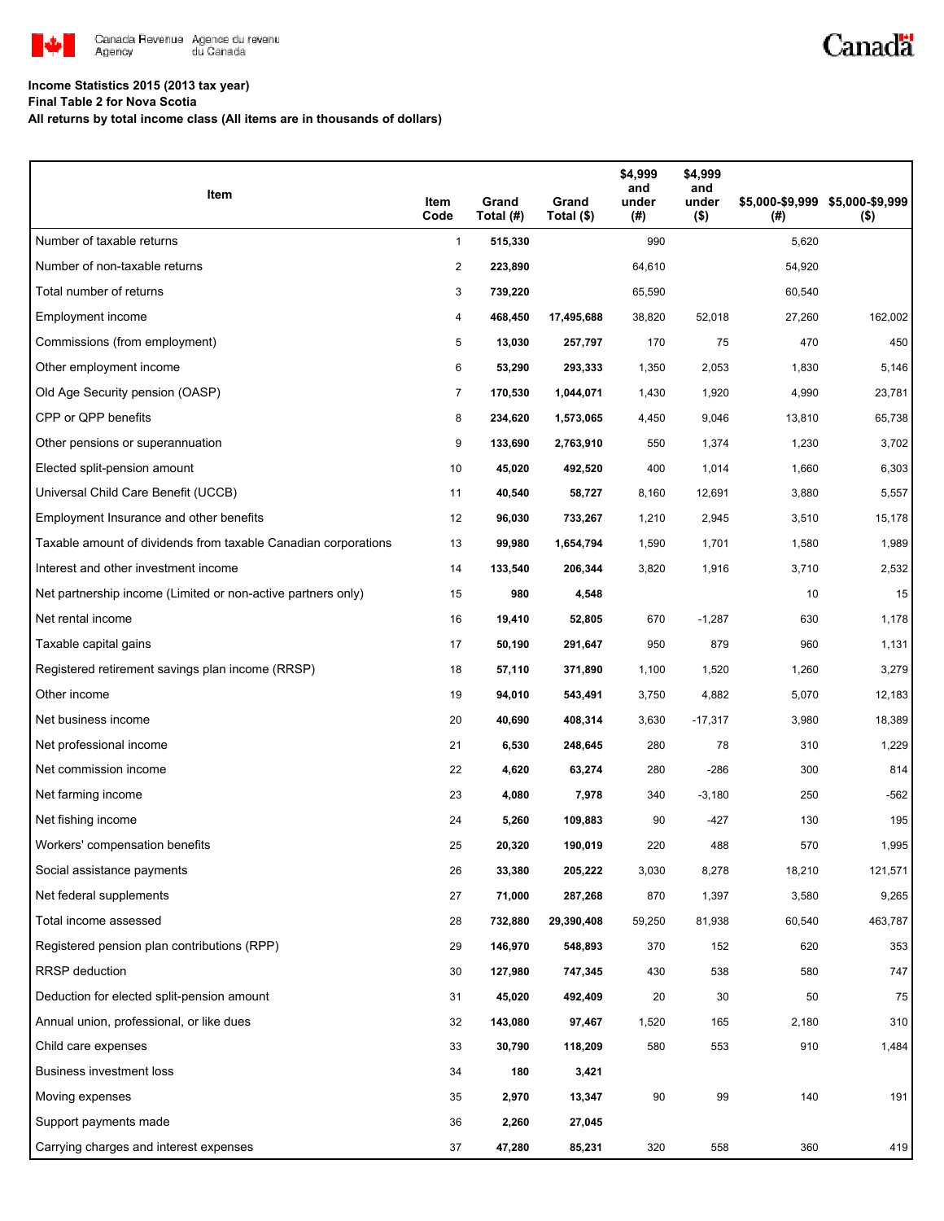**Income Statistics 2015 (2013 tax year)**
**Final Table 2 for Nova Scotia**
**All returns by total income class (All items are in thousands of dollars)**

| Item | Item Code | Grand Total (#) | Grand Total ($) | $4,999 and under (#) | $4,999 and under ($) | $5,000-$9,999 (#) | $5,000-$9,999 ($) |
|---|---|---|---|---|---|---|---|
| Number of taxable returns | 1 | **515,330** | | 990 | | 5,620 | |
| Number of non-taxable returns | 2 | **223,890** | | 64,610 | | 54,920 | |
| Total number of returns | 3 | **739,220** | | 65,590 | | 60,540 | |
| Employment income | 4 | **468,450** | **17,495,688** | 38,820 | 52,018 | 27,260 | 162,002 |
| Commissions (from employment) | 5 | **13,030** | **257,797** | 170 | 75 | 470 | 450 |
| Other employment income | 6 | **53,290** | **293,333** | 1,350 | 2,053 | 1,830 | 5,146 |
| Old Age Security pension (OASP) | 7 | **170,530** | **1,044,071** | 1,430 | 1,920 | 4,990 | 23,781 |
| CPP or QPP benefits | 8 | **234,620** | **1,573,065** | 4,450 | 9,046 | 13,810 | 65,738 |
| Other pensions or superannuation | 9 | **133,690** | **2,763,910** | 550 | 1,374 | 1,230 | 3,702 |
| Elected split-pension amount | 10 | **45,020** | **492,520** | 400 | 1,014 | 1,660 | 6,303 |
| Universal Child Care Benefit (UCCB) | 11 | **40,540** | **58,727** | 8,160 | 12,691 | 3,880 | 5,557 |
| Employment Insurance and other benefits | 12 | **96,030** | **733,267** | 1,210 | 2,945 | 3,510 | 15,178 |
| Taxable amount of dividends from taxable Canadian corporations | 13 | **99,980** | **1,654,794** | 1,590 | 1,701 | 1,580 | 1,989 |
| Interest and other investment income | 14 | **133,540** | **206,344** | 3,820 | 1,916 | 3,710 | 2,532 |
| Net partnership income (Limited or non-active partners only) | 15 | **980** | **4,548** | | | 10 | 15 |
| Net rental income | 16 | **19,410** | **52,805** | 670 | -1,287 | 630 | 1,178 |
| Taxable capital gains | 17 | **50,190** | **291,647** | 950 | 879 | 960 | 1,131 |
| Registered retirement savings plan income (RRSP) | 18 | **57,110** | **371,890** | 1,100 | 1,520 | 1,260 | 3,279 |
| Other income | 19 | **94,010** | **543,491** | 3,750 | 4,882 | 5,070 | 12,183 |
| Net business income | 20 | **40,690** | **408,314** | 3,630 | -17,317 | 3,980 | 18,389 |
| Net professional income | 21 | **6,530** | **248,645** | 280 | 78 | 310 | 1,229 |
| Net commission income | 22 | **4,620** | **63,274** | 280 | -286 | 300 | 814 |
| Net farming income | 23 | **4,080** | **7,978** | 340 | -3,180 | 250 | -562 |
| Net fishing income | 24 | **5,260** | **109,883** | 90 | -427 | 130 | 195 |
| Workers' compensation benefits | 25 | **20,320** | **190,019** | 220 | 488 | 570 | 1,995 |
| Social assistance payments | 26 | **33,380** | **205,222** | 3,030 | 8,278 | 18,210 | 121,571 |
| Net federal supplements | 27 | **71,000** | **287,268** | 870 | 1,397 | 3,580 | 9,265 |
| Total income assessed | 28 | **732,880** | **29,390,408** | 59,250 | 81,938 | 60,540 | 463,787 |
| Registered pension plan contributions (RPP) | 29 | **146,970** | **548,893** | 370 | 152 | 620 | 353 |
| RRSP deduction | 30 | **127,980** | **747,345** | 430 | 538 | 580 | 747 |
| Deduction for elected split-pension amount | 31 | **45,020** | **492,409** | 20 | 30 | 50 | 75 |
| Annual union, professional, or like dues | 32 | **143,080** | **97,467** | 1,520 | 165 | 2,180 | 310 |
| Child care expenses | 33 | **30,790** | **118,209** | 580 | 553 | 910 | 1,484 |
| Business investment loss | 34 | **180** | **3,421** | | | | |
| Moving expenses | 35 | **2,970** | **13,347** | 90 | 99 | 140 | 191 |
| Support payments made | 36 | **2,260** | **27,045** | | | | |
| Carrying charges and interest expenses | 37 | **47,280** | **85,231** | 320 | 558 | 360 | 419 |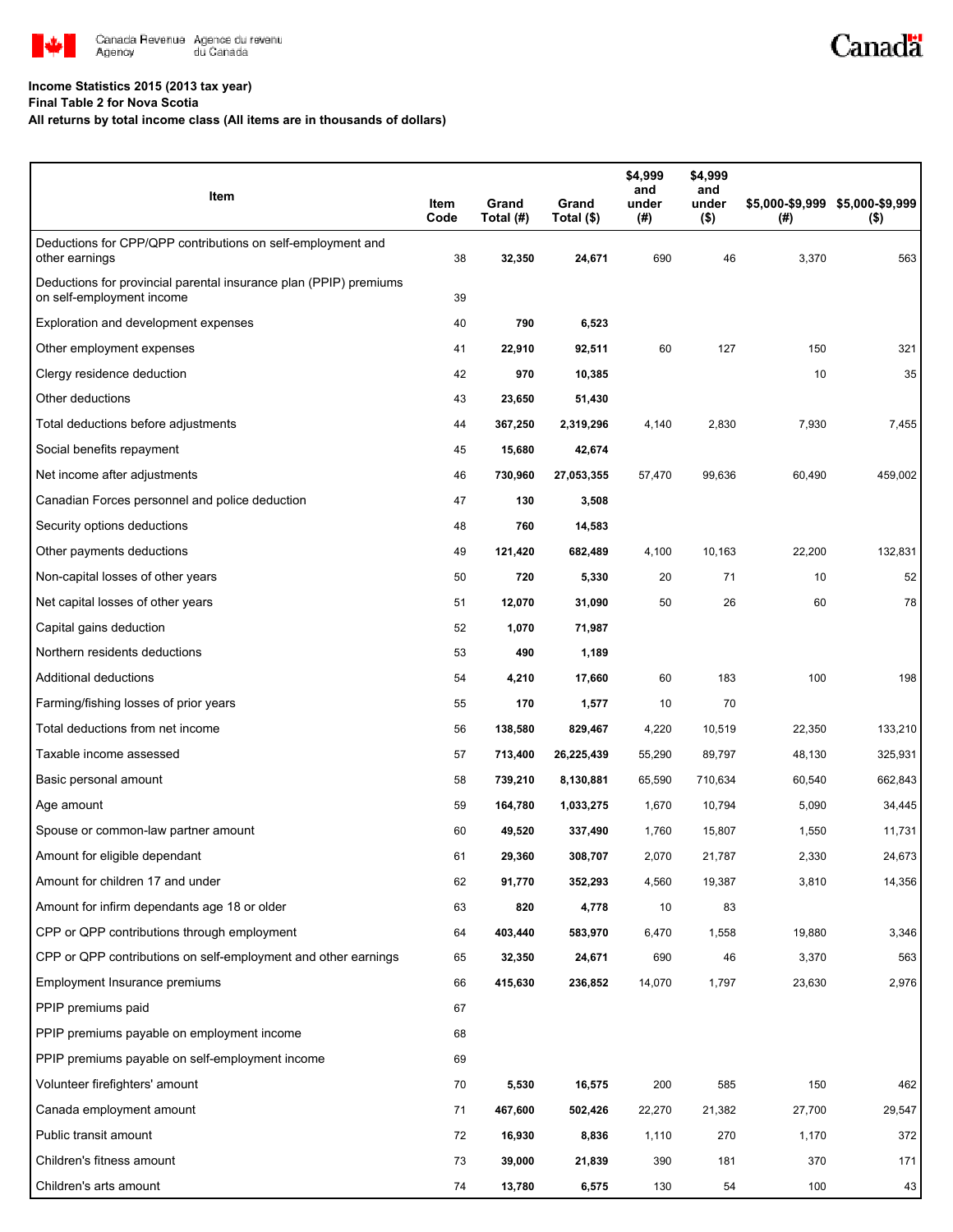**Income Statistics 2015 (2013 tax year)**
**Final Table 2 for Nova Scotia**
**All returns by total income class (All items are in thousands of dollars)**

| Item | Item Code | Grand Total (#) | Grand Total ($) | $4,999 and under (#) | $4,999 and under ($) | $5,000-$9,999 (#) | $5,000-$9,999 ($) |
|---|---|---|---|---|---|---|---|
| Deductions for CPP/QPP contributions on self-employment and other earnings | 38 | **32,350** | **24,671** | 690 | 46 | 3,370 | 563 |
| Deductions for provincial parental insurance plan (PPIP) premiums on self-employment income | 39 | | | | | | |
| Exploration and development expenses | 40 | **790** | **6,523** | | | | |
| Other employment expenses | 41 | **22,910** | **92,511** | 60 | 127 | 150 | 321 |
| Clergy residence deduction | 42 | **970** | **10,385** | | | 10 | 35 |
| Other deductions | 43 | **23,650** | **51,430** | | | | |
| Total deductions before adjustments | 44 | **367,250** | **2,319,296** | 4,140 | 2,830 | 7,930 | 7,455 |
| Social benefits repayment | 45 | **15,680** | **42,674** | | | | |
| Net income after adjustments | 46 | **730,960** | **27,053,355** | 57,470 | 99,636 | 60,490 | 459,002 |
| Canadian Forces personnel and police deduction | 47 | **130** | **3,508** | | | | |
| Security options deductions | 48 | **760** | **14,583** | | | | |
| Other payments deductions | 49 | **121,420** | **682,489** | 4,100 | 10,163 | 22,200 | 132,831 |
| Non-capital losses of other years | 50 | **720** | **5,330** | 20 | 71 | 10 | 52 |
| Net capital losses of other years | 51 | **12,070** | **31,090** | 50 | 26 | 60 | 78 |
| Capital gains deduction | 52 | **1,070** | **71,987** | | | | |
| Northern residents deductions | 53 | **490** | **1,189** | | | | |
| Additional deductions | 54 | **4,210** | **17,660** | 60 | 183 | 100 | 198 |
| Farming/fishing losses of prior years | 55 | **170** | **1,577** | 10 | 70 | | |
| Total deductions from net income | 56 | **138,580** | **829,467** | 4,220 | 10,519 | 22,350 | 133,210 |
| Taxable income assessed | 57 | **713,400** | **26,225,439** | 55,290 | 89,797 | 48,130 | 325,931 |
| Basic personal amount | 58 | **739,210** | **8,130,881** | 65,590 | 710,634 | 60,540 | 662,843 |
| Age amount | 59 | **164,780** | **1,033,275** | 1,670 | 10,794 | 5,090 | 34,445 |
| Spouse or common-law partner amount | 60 | **49,520** | **337,490** | 1,760 | 15,807 | 1,550 | 11,731 |
| Amount for eligible dependant | 61 | **29,360** | **308,707** | 2,070 | 21,787 | 2,330 | 24,673 |
| Amount for children 17 and under | 62 | **91,770** | **352,293** | 4,560 | 19,387 | 3,810 | 14,356 |
| Amount for infirm dependants age 18 or older | 63 | **820** | **4,778** | 10 | 83 | | |
| CPP or QPP contributions through employment | 64 | **403,440** | **583,970** | 6,470 | 1,558 | 19,880 | 3,346 |
| CPP or QPP contributions on self-employment and other earnings | 65 | **32,350** | **24,671** | 690 | 46 | 3,370 | 563 |
| Employment Insurance premiums | 66 | **415,630** | **236,852** | 14,070 | 1,797 | 23,630 | 2,976 |
| PPIP premiums paid | 67 | | | | | | |
| PPIP premiums payable on employment income | 68 | | | | | | |
| PPIP premiums payable on self-employment income | 69 | | | | | | |
| Volunteer firefighters' amount | 70 | **5,530** | **16,575** | 200 | 585 | 150 | 462 |
| Canada employment amount | 71 | **467,600** | **502,426** | 22,270 | 21,382 | 27,700 | 29,547 |
| Public transit amount | 72 | **16,930** | **8,836** | 1,110 | 270 | 1,170 | 372 |
| Children's fitness amount | 73 | **39,000** | **21,839** | 390 | 181 | 370 | 171 |
| Children's arts amount | 74 | **13,780** | **6,575** | 130 | 54 | 100 | 43 |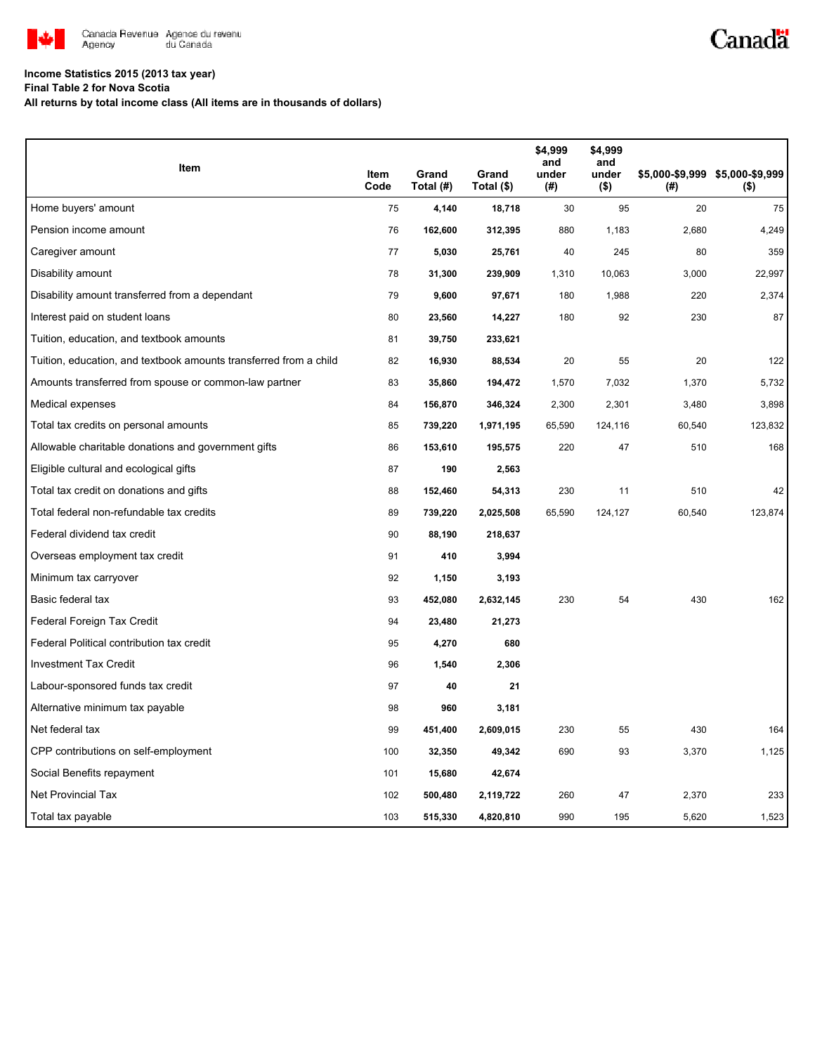Canada Revenue Agency / Agence du revenu du Canada

**Income Statistics 2015 (2013 tax year)**
**Final Table 2 for Nova Scotia**
**All returns by total income class (All items are in thousands of dollars)**

| Item | Item Code | Grand Total (#) | Grand Total ($) | $4,999 and under (#) | $4,999 and under ($) | $5,000-$9,999 (#) | $5,000-$9,999 ($) |
|---|---|---|---|---|---|---|---|
| Home buyers' amount | 75 | **4,140** | **18,718** | 30 | 95 | 20 | 75 |
| Pension income amount | 76 | **162,600** | **312,395** | 880 | 1,183 | 2,680 | 4,249 |
| Caregiver amount | 77 | **5,030** | **25,761** | 40 | 245 | 80 | 359 |
| Disability amount | 78 | **31,300** | **239,909** | 1,310 | 10,063 | 3,000 | 22,997 |
| Disability amount transferred from a dependant | 79 | **9,600** | **97,671** | 180 | 1,988 | 220 | 2,374 |
| Interest paid on student loans | 80 | **23,560** | **14,227** | 180 | 92 | 230 | 87 |
| Tuition, education, and textbook amounts | 81 | **39,750** | **233,621** | | | | |
| Tuition, education, and textbook amounts transferred from a child | 82 | **16,930** | **88,534** | 20 | 55 | 20 | 122 |
| Amounts transferred from spouse or common-law partner | 83 | **35,860** | **194,472** | 1,570 | 7,032 | 1,370 | 5,732 |
| Medical expenses | 84 | **156,870** | **346,324** | 2,300 | 2,301 | 3,480 | 3,898 |
| Total tax credits on personal amounts | 85 | **739,220** | **1,971,195** | 65,590 | 124,116 | 60,540 | 123,832 |
| Allowable charitable donations and government gifts | 86 | **153,610** | **195,575** | 220 | 47 | 510 | 168 |
| Eligible cultural and ecological gifts | 87 | **190** | **2,563** | | | | |
| Total tax credit on donations and gifts | 88 | **152,460** | **54,313** | 230 | 11 | 510 | 42 |
| Total federal non-refundable tax credits | 89 | **739,220** | **2,025,508** | 65,590 | 124,127 | 60,540 | 123,874 |
| Federal dividend tax credit | 90 | **88,190** | **218,637** | | | | |
| Overseas employment tax credit | 91 | **410** | **3,994** | | | | |
| Minimum tax carryover | 92 | **1,150** | **3,193** | | | | |
| Basic federal tax | 93 | **452,080** | **2,632,145** | 230 | 54 | 430 | 162 |
| Federal Foreign Tax Credit | 94 | **23,480** | **21,273** | | | | |
| Federal Political contribution tax credit | 95 | **4,270** | **680** | | | | |
| Investment Tax Credit | 96 | **1,540** | **2,306** | | | | |
| Labour-sponsored funds tax credit | 97 | **40** | **21** | | | | |
| Alternative minimum tax payable | 98 | **960** | **3,181** | | | | |
| Net federal tax | 99 | **451,400** | **2,609,015** | 230 | 55 | 430 | 164 |
| CPP contributions on self-employment | 100 | **32,350** | **49,342** | 690 | 93 | 3,370 | 1,125 |
| Social Benefits repayment | 101 | **15,680** | **42,674** | | | | |
| Net Provincial Tax | 102 | **500,480** | **2,119,722** | 260 | 47 | 2,370 | 233 |
| Total tax payable | 103 | **515,330** | **4,820,810** | 990 | 195 | 5,620 | 1,523 |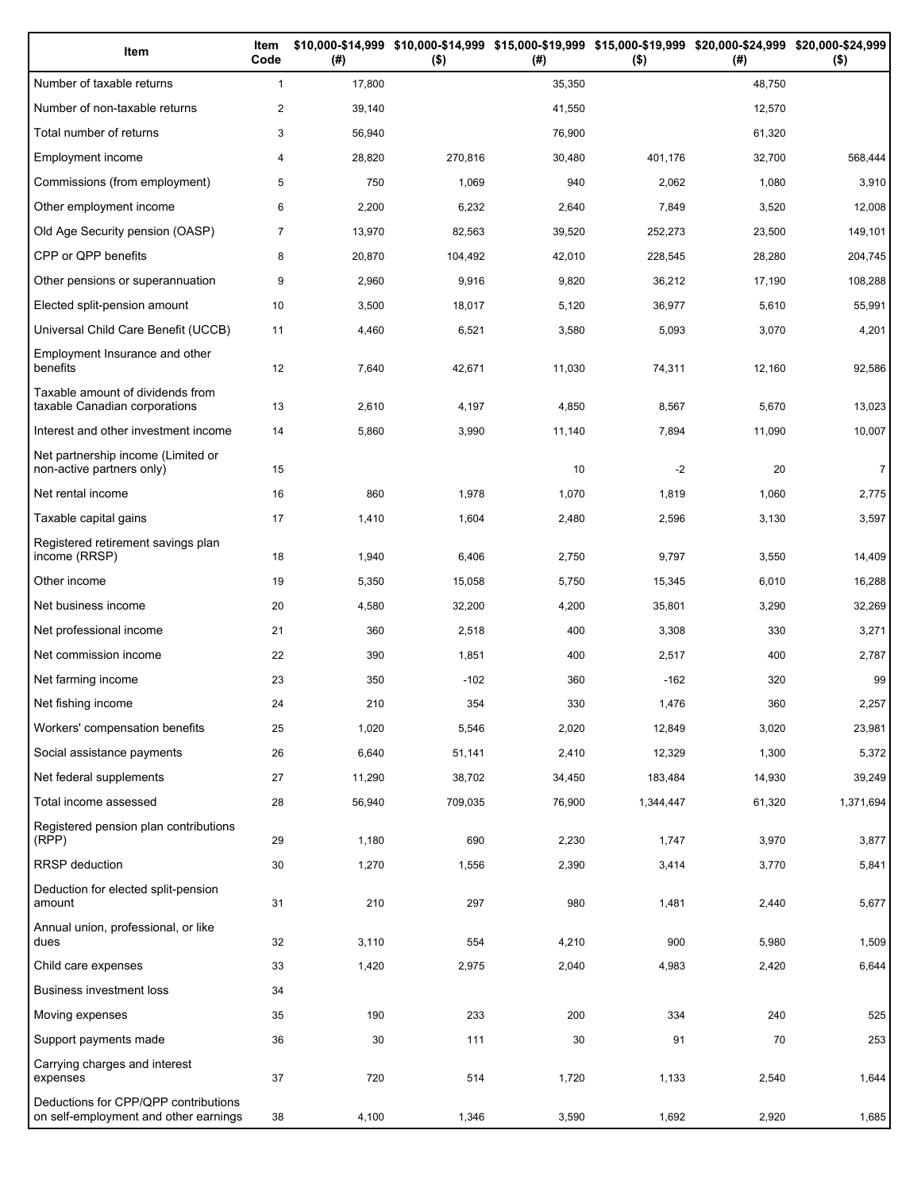| Item | Item Code | $10,000-$14,999 (#) | $10,000-$14,999 ($) | $15,000-$19,999 (#) | $15,000-$19,999 ($) | $20,000-$24,999 (#) | $20,000-$24,999 ($) |
|---|---|---|---|---|---|---|---|
| Number of taxable returns | 1 | 17,800 | | 35,350 | | 48,750 | |
| Number of non-taxable returns | 2 | 39,140 | | 41,550 | | 12,570 | |
| Total number of returns | 3 | 56,940 | | 76,900 | | 61,320 | |
| Employment income | 4 | 28,820 | 270,816 | 30,480 | 401,176 | 32,700 | 568,444 |
| Commissions (from employment) | 5 | 750 | 1,069 | 940 | 2,062 | 1,080 | 3,910 |
| Other employment income | 6 | 2,200 | 6,232 | 2,640 | 7,849 | 3,520 | 12,008 |
| Old Age Security pension (OASP) | 7 | 13,970 | 82,563 | 39,520 | 252,273 | 23,500 | 149,101 |
| CPP or QPP benefits | 8 | 20,870 | 104,492 | 42,010 | 228,545 | 28,280 | 204,745 |
| Other pensions or superannuation | 9 | 2,960 | 9,916 | 9,820 | 36,212 | 17,190 | 108,288 |
| Elected split-pension amount | 10 | 3,500 | 18,017 | 5,120 | 36,977 | 5,610 | 55,991 |
| Universal Child Care Benefit (UCCB) | 11 | 4,460 | 6,521 | 3,580 | 5,093 | 3,070 | 4,201 |
| Employment Insurance and other benefits | 12 | 7,640 | 42,671 | 11,030 | 74,311 | 12,160 | 92,586 |
| Taxable amount of dividends from taxable Canadian corporations | 13 | 2,610 | 4,197 | 4,850 | 8,567 | 5,670 | 13,023 |
| Interest and other investment income | 14 | 5,860 | 3,990 | 11,140 | 7,894 | 11,090 | 10,007 |
| Net partnership income (Limited or non-active partners only) | 15 | | | 10 | -2 | 20 | 7 |
| Net rental income | 16 | 860 | 1,978 | 1,070 | 1,819 | 1,060 | 2,775 |
| Taxable capital gains | 17 | 1,410 | 1,604 | 2,480 | 2,596 | 3,130 | 3,597 |
| Registered retirement savings plan income (RRSP) | 18 | 1,940 | 6,406 | 2,750 | 9,797 | 3,550 | 14,409 |
| Other income | 19 | 5,350 | 15,058 | 5,750 | 15,345 | 6,010 | 16,288 |
| Net business income | 20 | 4,580 | 32,200 | 4,200 | 35,801 | 3,290 | 32,269 |
| Net professional income | 21 | 360 | 2,518 | 400 | 3,308 | 330 | 3,271 |
| Net commission income | 22 | 390 | 1,851 | 400 | 2,517 | 400 | 2,787 |
| Net farming income | 23 | 350 | -102 | 360 | -162 | 320 | 99 |
| Net fishing income | 24 | 210 | 354 | 330 | 1,476 | 360 | 2,257 |
| Workers' compensation benefits | 25 | 1,020 | 5,546 | 2,020 | 12,849 | 3,020 | 23,981 |
| Social assistance payments | 26 | 6,640 | 51,141 | 2,410 | 12,329 | 1,300 | 5,372 |
| Net federal supplements | 27 | 11,290 | 38,702 | 34,450 | 183,484 | 14,930 | 39,249 |
| Total income assessed | 28 | 56,940 | 709,035 | 76,900 | 1,344,447 | 61,320 | 1,371,694 |
| Registered pension plan contributions (RPP) | 29 | 1,180 | 690 | 2,230 | 1,747 | 3,970 | 3,877 |
| RRSP deduction | 30 | 1,270 | 1,556 | 2,390 | 3,414 | 3,770 | 5,841 |
| Deduction for elected split-pension amount | 31 | 210 | 297 | 980 | 1,481 | 2,440 | 5,677 |
| Annual union, professional, or like dues | 32 | 3,110 | 554 | 4,210 | 900 | 5,980 | 1,509 |
| Child care expenses | 33 | 1,420 | 2,975 | 2,040 | 4,983 | 2,420 | 6,644 |
| Business investment loss | 34 | | | | | | |
| Moving expenses | 35 | 190 | 233 | 200 | 334 | 240 | 525 |
| Support payments made | 36 | 30 | 111 | 30 | 91 | 70 | 253 |
| Carrying charges and interest expenses | 37 | 720 | 514 | 1,720 | 1,133 | 2,540 | 1,644 |
| Deductions for CPP/QPP contributions on self-employment and other earnings | 38 | 4,100 | 1,346 | 3,590 | 1,692 | 2,920 | 1,685 |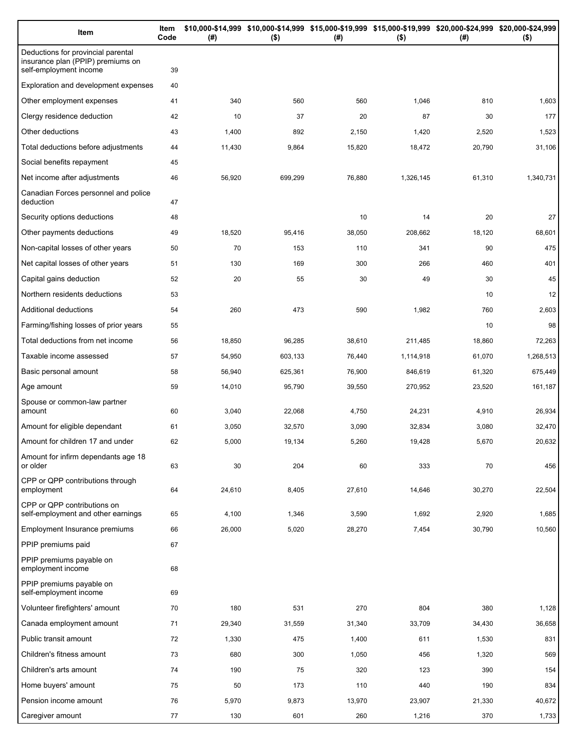| Item | Item Code | $10,000-$14,999 (#) | $10,000-$14,999 ($) | $15,000-$19,999 (#) | $15,000-$19,999 ($) | $20,000-$24,999 (#) | $20,000-$24,999 ($) |
|---|---|---|---|---|---|---|---|
| Deductions for provincial parental insurance plan (PPIP) premiums on self-employment income | 39 | | | | | | |
| Exploration and development expenses | 40 | | | | | | |
| Other employment expenses | 41 | 340 | 560 | 560 | 1,046 | 810 | 1,603 |
| Clergy residence deduction | 42 | 10 | 37 | 20 | 87 | 30 | 177 |
| Other deductions | 43 | 1,400 | 892 | 2,150 | 1,420 | 2,520 | 1,523 |
| Total deductions before adjustments | 44 | 11,430 | 9,864 | 15,820 | 18,472 | 20,790 | 31,106 |
| Social benefits repayment | 45 | | | | | | |
| Net income after adjustments | 46 | 56,920 | 699,299 | 76,880 | 1,326,145 | 61,310 | 1,340,731 |
| Canadian Forces personnel and police deduction | 47 | | | | | | |
| Security options deductions | 48 | | | 10 | 14 | 20 | 27 |
| Other payments deductions | 49 | 18,520 | 95,416 | 38,050 | 208,662 | 18,120 | 68,601 |
| Non-capital losses of other years | 50 | 70 | 153 | 110 | 341 | 90 | 475 |
| Net capital losses of other years | 51 | 130 | 169 | 300 | 266 | 460 | 401 |
| Capital gains deduction | 52 | 20 | 55 | 30 | 49 | 30 | 45 |
| Northern residents deductions | 53 | | | | | 10 | 12 |
| Additional deductions | 54 | 260 | 473 | 590 | 1,982 | 760 | 2,603 |
| Farming/fishing losses of prior years | 55 | | | | | 10 | 98 |
| Total deductions from net income | 56 | 18,850 | 96,285 | 38,610 | 211,485 | 18,860 | 72,263 |
| Taxable income assessed | 57 | 54,950 | 603,133 | 76,440 | 1,114,918 | 61,070 | 1,268,513 |
| Basic personal amount | 58 | 56,940 | 625,361 | 76,900 | 846,619 | 61,320 | 675,449 |
| Age amount | 59 | 14,010 | 95,790 | 39,550 | 270,952 | 23,520 | 161,187 |
| Spouse or common-law partner amount | 60 | 3,040 | 22,068 | 4,750 | 24,231 | 4,910 | 26,934 |
| Amount for eligible dependant | 61 | 3,050 | 32,570 | 3,090 | 32,834 | 3,080 | 32,470 |
| Amount for children 17 and under | 62 | 5,000 | 19,134 | 5,260 | 19,428 | 5,670 | 20,632 |
| Amount for infirm dependants age 18 or older | 63 | 30 | 204 | 60 | 333 | 70 | 456 |
| CPP or QPP contributions through employment | 64 | 24,610 | 8,405 | 27,610 | 14,646 | 30,270 | 22,504 |
| CPP or QPP contributions on self-employment and other earnings | 65 | 4,100 | 1,346 | 3,590 | 1,692 | 2,920 | 1,685 |
| Employment Insurance premiums | 66 | 26,000 | 5,020 | 28,270 | 7,454 | 30,790 | 10,560 |
| PPIP premiums paid | 67 | | | | | | |
| PPIP premiums payable on employment income | 68 | | | | | | |
| PPIP premiums payable on self-employment income | 69 | | | | | | |
| Volunteer firefighters' amount | 70 | 180 | 531 | 270 | 804 | 380 | 1,128 |
| Canada employment amount | 71 | 29,340 | 31,559 | 31,340 | 33,709 | 34,430 | 36,658 |
| Public transit amount | 72 | 1,330 | 475 | 1,400 | 611 | 1,530 | 831 |
| Children's fitness amount | 73 | 680 | 300 | 1,050 | 456 | 1,320 | 569 |
| Children's arts amount | 74 | 190 | 75 | 320 | 123 | 390 | 154 |
| Home buyers' amount | 75 | 50 | 173 | 110 | 440 | 190 | 834 |
| Pension income amount | 76 | 5,970 | 9,873 | 13,970 | 23,907 | 21,330 | 40,672 |
| Caregiver amount | 77 | 130 | 601 | 260 | 1,216 | 370 | 1,733 |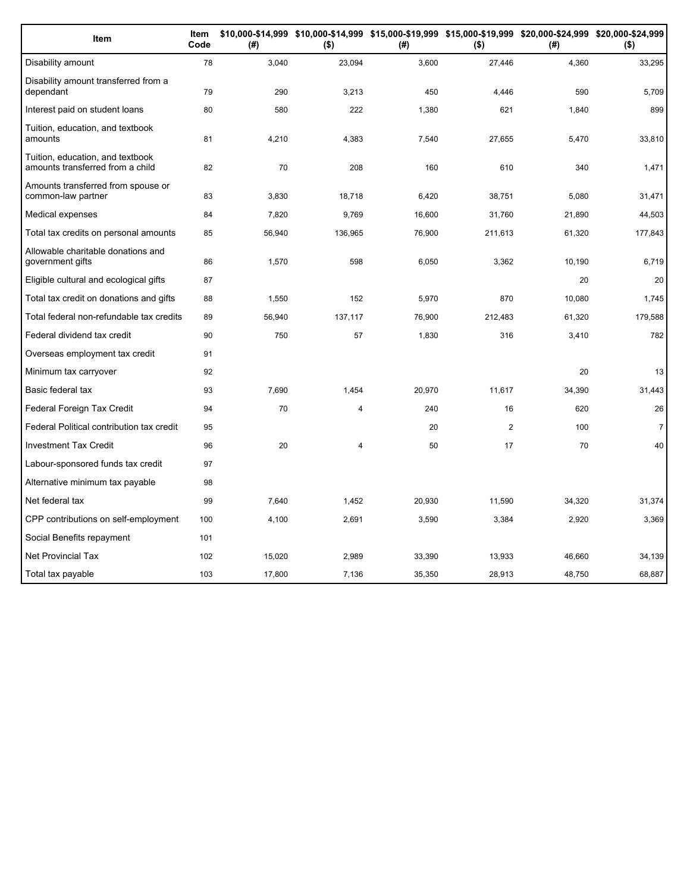| Item | Item Code | $10,000-$14,999 (#) | $10,000-$14,999 ($) | $15,000-$19,999 (#) | $15,000-$19,999 ($) | $20,000-$24,999 (#) | $20,000-$24,999 ($) |
|---|---|---|---|---|---|---|---|
| Disability amount | 78 | 3,040 | 23,094 | 3,600 | 27,446 | 4,360 | 33,295 |
| Disability amount transferred from a dependant | 79 | 290 | 3,213 | 450 | 4,446 | 590 | 5,709 |
| Interest paid on student loans | 80 | 580 | 222 | 1,380 | 621 | 1,840 | 899 |
| Tuition, education, and textbook amounts | 81 | 4,210 | 4,383 | 7,540 | 27,655 | 5,470 | 33,810 |
| Tuition, education, and textbook amounts transferred from a child | 82 | 70 | 208 | 160 | 610 | 340 | 1,471 |
| Amounts transferred from spouse or common-law partner | 83 | 3,830 | 18,718 | 6,420 | 38,751 | 5,080 | 31,471 |
| Medical expenses | 84 | 7,820 | 9,769 | 16,600 | 31,760 | 21,890 | 44,503 |
| Total tax credits on personal amounts | 85 | 56,940 | 136,965 | 76,900 | 211,613 | 61,320 | 177,843 |
| Allowable charitable donations and government gifts | 86 | 1,570 | 598 | 6,050 | 3,362 | 10,190 | 6,719 |
| Eligible cultural and ecological gifts | 87 | | | | | 20 | 20 |
| Total tax credit on donations and gifts | 88 | 1,550 | 152 | 5,970 | 870 | 10,080 | 1,745 |
| Total federal non-refundable tax credits | 89 | 56,940 | 137,117 | 76,900 | 212,483 | 61,320 | 179,588 |
| Federal dividend tax credit | 90 | 750 | 57 | 1,830 | 316 | 3,410 | 782 |
| Overseas employment tax credit | 91 | | | | | | |
| Minimum tax carryover | 92 | | | | | 20 | 13 |
| Basic federal tax | 93 | 7,690 | 1,454 | 20,970 | 11,617 | 34,390 | 31,443 |
| Federal Foreign Tax Credit | 94 | 70 | 4 | 240 | 16 | 620 | 26 |
| Federal Political contribution tax credit | 95 | | | 20 | 2 | 100 | 7 |
| Investment Tax Credit | 96 | 20 | 4 | 50 | 17 | 70 | 40 |
| Labour-sponsored funds tax credit | 97 | | | | | | |
| Alternative minimum tax payable | 98 | | | | | | |
| Net federal tax | 99 | 7,640 | 1,452 | 20,930 | 11,590 | 34,320 | 31,374 |
| CPP contributions on self-employment | 100 | 4,100 | 2,691 | 3,590 | 3,384 | 2,920 | 3,369 |
| Social Benefits repayment | 101 | | | | | | |
| Net Provincial Tax | 102 | 15,020 | 2,989 | 33,390 | 13,933 | 46,660 | 34,139 |
| Total tax payable | 103 | 17,800 | 7,136 | 35,350 | 28,913 | 48,750 | 68,887 |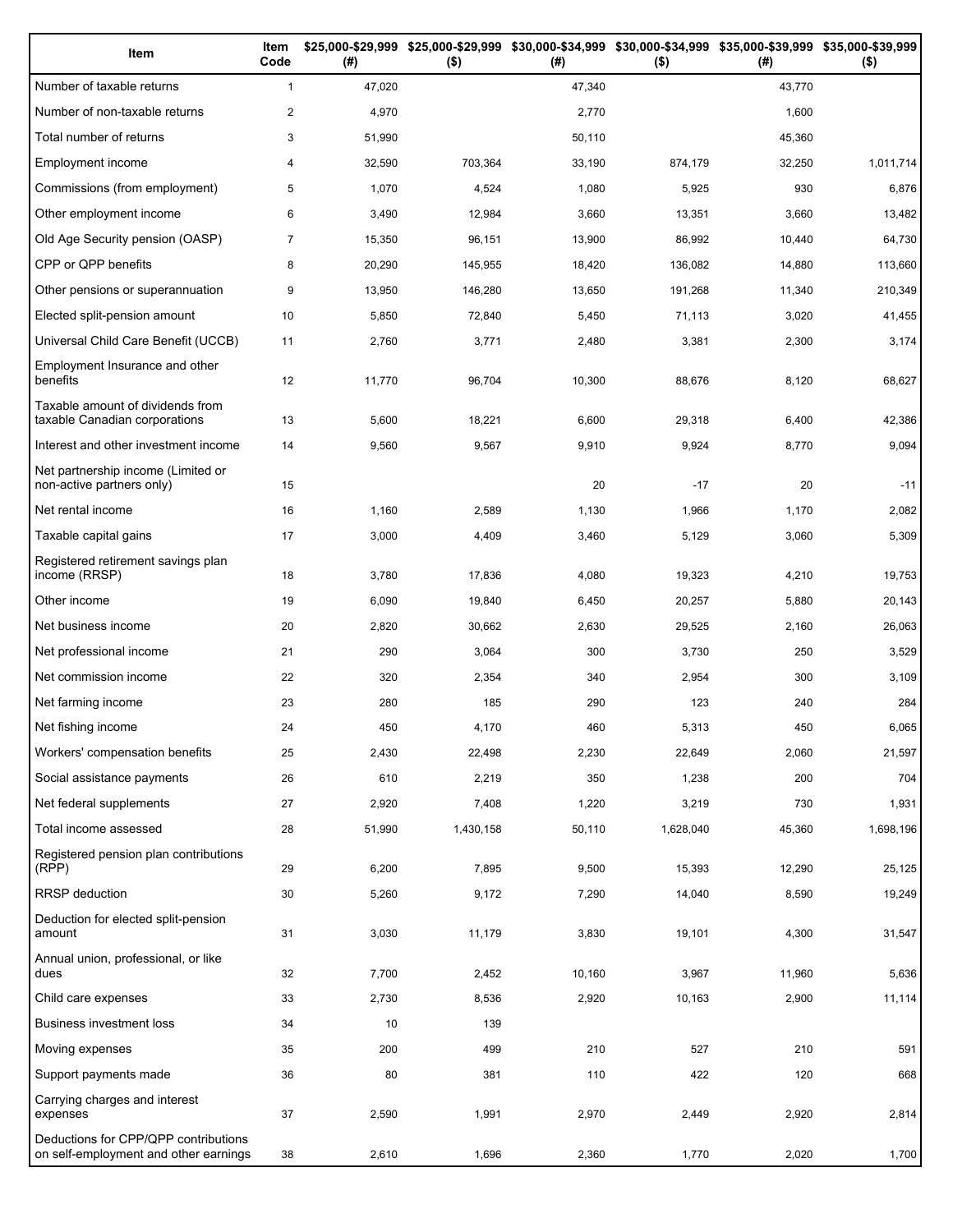| Item | Item Code | $25,000-$29,999 (#) | $25,000-$29,999 ($) | $30,000-$34,999 (#) | $30,000-$34,999 ($) | $35,000-$39,999 (#) | $35,000-$39,999 ($) |
|---|---|---|---|---|---|---|---|
| Number of taxable returns | 1 | 47,020 | | 47,340 | | 43,770 | |
| Number of non-taxable returns | 2 | 4,970 | | 2,770 | | 1,600 | |
| Total number of returns | 3 | 51,990 | | 50,110 | | 45,360 | |
| Employment income | 4 | 32,590 | 703,364 | 33,190 | 874,179 | 32,250 | 1,011,714 |
| Commissions (from employment) | 5 | 1,070 | 4,524 | 1,080 | 5,925 | 930 | 6,876 |
| Other employment income | 6 | 3,490 | 12,984 | 3,660 | 13,351 | 3,660 | 13,482 |
| Old Age Security pension (OASP) | 7 | 15,350 | 96,151 | 13,900 | 86,992 | 10,440 | 64,730 |
| CPP or QPP benefits | 8 | 20,290 | 145,955 | 18,420 | 136,082 | 14,880 | 113,660 |
| Other pensions or superannuation | 9 | 13,950 | 146,280 | 13,650 | 191,268 | 11,340 | 210,349 |
| Elected split-pension amount | 10 | 5,850 | 72,840 | 5,450 | 71,113 | 3,020 | 41,455 |
| Universal Child Care Benefit (UCCB) | 11 | 2,760 | 3,771 | 2,480 | 3,381 | 2,300 | 3,174 |
| Employment Insurance and other benefits | 12 | 11,770 | 96,704 | 10,300 | 88,676 | 8,120 | 68,627 |
| Taxable amount of dividends from taxable Canadian corporations | 13 | 5,600 | 18,221 | 6,600 | 29,318 | 6,400 | 42,386 |
| Interest and other investment income | 14 | 9,560 | 9,567 | 9,910 | 9,924 | 8,770 | 9,094 |
| Net partnership income (Limited or non-active partners only) | 15 | | | 20 | -17 | 20 | -11 |
| Net rental income | 16 | 1,160 | 2,589 | 1,130 | 1,966 | 1,170 | 2,082 |
| Taxable capital gains | 17 | 3,000 | 4,409 | 3,460 | 5,129 | 3,060 | 5,309 |
| Registered retirement savings plan income (RRSP) | 18 | 3,780 | 17,836 | 4,080 | 19,323 | 4,210 | 19,753 |
| Other income | 19 | 6,090 | 19,840 | 6,450 | 20,257 | 5,880 | 20,143 |
| Net business income | 20 | 2,820 | 30,662 | 2,630 | 29,525 | 2,160 | 26,063 |
| Net professional income | 21 | 290 | 3,064 | 300 | 3,730 | 250 | 3,529 |
| Net commission income | 22 | 320 | 2,354 | 340 | 2,954 | 300 | 3,109 |
| Net farming income | 23 | 280 | 185 | 290 | 123 | 240 | 284 |
| Net fishing income | 24 | 450 | 4,170 | 460 | 5,313 | 450 | 6,065 |
| Workers' compensation benefits | 25 | 2,430 | 22,498 | 2,230 | 22,649 | 2,060 | 21,597 |
| Social assistance payments | 26 | 610 | 2,219 | 350 | 1,238 | 200 | 704 |
| Net federal supplements | 27 | 2,920 | 7,408 | 1,220 | 3,219 | 730 | 1,931 |
| Total income assessed | 28 | 51,990 | 1,430,158 | 50,110 | 1,628,040 | 45,360 | 1,698,196 |
| Registered pension plan contributions (RPP) | 29 | 6,200 | 7,895 | 9,500 | 15,393 | 12,290 | 25,125 |
| RRSP deduction | 30 | 5,260 | 9,172 | 7,290 | 14,040 | 8,590 | 19,249 |
| Deduction for elected split-pension amount | 31 | 3,030 | 11,179 | 3,830 | 19,101 | 4,300 | 31,547 |
| Annual union, professional, or like dues | 32 | 7,700 | 2,452 | 10,160 | 3,967 | 11,960 | 5,636 |
| Child care expenses | 33 | 2,730 | 8,536 | 2,920 | 10,163 | 2,900 | 11,114 |
| Business investment loss | 34 | 10 | 139 | | | | |
| Moving expenses | 35 | 200 | 499 | 210 | 527 | 210 | 591 |
| Support payments made | 36 | 80 | 381 | 110 | 422 | 120 | 668 |
| Carrying charges and interest expenses | 37 | 2,590 | 1,991 | 2,970 | 2,449 | 2,920 | 2,814 |
| Deductions for CPP/QPP contributions on self-employment and other earnings | 38 | 2,610 | 1,696 | 2,360 | 1,770 | 2,020 | 1,700 |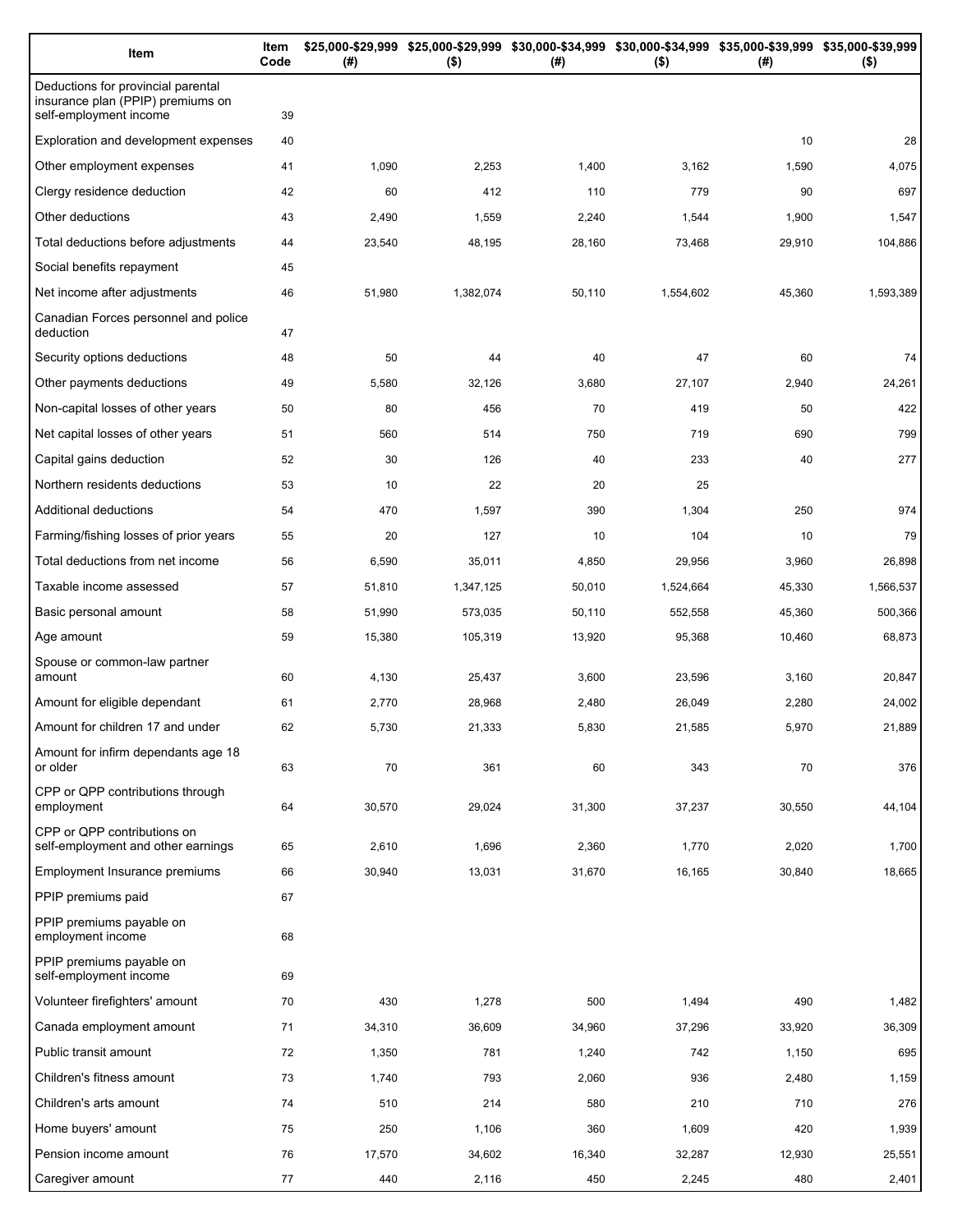| Item | Item Code | $25,000-$29,999 (#) | $25,000-$29,999 ($) | $30,000-$34,999 (#) | $30,000-$34,999 ($) | $35,000-$39,999 (#) | $35,000-$39,999 ($) |
|---|---|---|---|---|---|---|---|
| Deductions for provincial parental insurance plan (PPIP) premiums on self-employment income | 39 | | | | | | |
| Exploration and development expenses | 40 | | | | | 10 | 28 |
| Other employment expenses | 41 | 1,090 | 2,253 | 1,400 | 3,162 | 1,590 | 4,075 |
| Clergy residence deduction | 42 | 60 | 412 | 110 | 779 | 90 | 697 |
| Other deductions | 43 | 2,490 | 1,559 | 2,240 | 1,544 | 1,900 | 1,547 |
| Total deductions before adjustments | 44 | 23,540 | 48,195 | 28,160 | 73,468 | 29,910 | 104,886 |
| Social benefits repayment | 45 | | | | | | |
| Net income after adjustments | 46 | 51,980 | 1,382,074 | 50,110 | 1,554,602 | 45,360 | 1,593,389 |
| Canadian Forces personnel and police deduction | 47 | | | | | | |
| Security options deductions | 48 | 50 | 44 | 40 | 47 | 60 | 74 |
| Other payments deductions | 49 | 5,580 | 32,126 | 3,680 | 27,107 | 2,940 | 24,261 |
| Non-capital losses of other years | 50 | 80 | 456 | 70 | 419 | 50 | 422 |
| Net capital losses of other years | 51 | 560 | 514 | 750 | 719 | 690 | 799 |
| Capital gains deduction | 52 | 30 | 126 | 40 | 233 | 40 | 277 |
| Northern residents deductions | 53 | 10 | 22 | 20 | 25 | | |
| Additional deductions | 54 | 470 | 1,597 | 390 | 1,304 | 250 | 974 |
| Farming/fishing losses of prior years | 55 | 20 | 127 | 10 | 104 | 10 | 79 |
| Total deductions from net income | 56 | 6,590 | 35,011 | 4,850 | 29,956 | 3,960 | 26,898 |
| Taxable income assessed | 57 | 51,810 | 1,347,125 | 50,010 | 1,524,664 | 45,330 | 1,566,537 |
| Basic personal amount | 58 | 51,990 | 573,035 | 50,110 | 552,558 | 45,360 | 500,366 |
| Age amount | 59 | 15,380 | 105,319 | 13,920 | 95,368 | 10,460 | 68,873 |
| Spouse or common-law partner amount | 60 | 4,130 | 25,437 | 3,600 | 23,596 | 3,160 | 20,847 |
| Amount for eligible dependant | 61 | 2,770 | 28,968 | 2,480 | 26,049 | 2,280 | 24,002 |
| Amount for children 17 and under | 62 | 5,730 | 21,333 | 5,830 | 21,585 | 5,970 | 21,889 |
| Amount for infirm dependants age 18 or older | 63 | 70 | 361 | 60 | 343 | 70 | 376 |
| CPP or QPP contributions through employment | 64 | 30,570 | 29,024 | 31,300 | 37,237 | 30,550 | 44,104 |
| CPP or QPP contributions on self-employment and other earnings | 65 | 2,610 | 1,696 | 2,360 | 1,770 | 2,020 | 1,700 |
| Employment Insurance premiums | 66 | 30,940 | 13,031 | 31,670 | 16,165 | 30,840 | 18,665 |
| PPIP premiums paid | 67 | | | | | | |
| PPIP premiums payable on employment income | 68 | | | | | | |
| PPIP premiums payable on self-employment income | 69 | | | | | | |
| Volunteer firefighters' amount | 70 | 430 | 1,278 | 500 | 1,494 | 490 | 1,482 |
| Canada employment amount | 71 | 34,310 | 36,609 | 34,960 | 37,296 | 33,920 | 36,309 |
| Public transit amount | 72 | 1,350 | 781 | 1,240 | 742 | 1,150 | 695 |
| Children's fitness amount | 73 | 1,740 | 793 | 2,060 | 936 | 2,480 | 1,159 |
| Children's arts amount | 74 | 510 | 214 | 580 | 210 | 710 | 276 |
| Home buyers' amount | 75 | 250 | 1,106 | 360 | 1,609 | 420 | 1,939 |
| Pension income amount | 76 | 17,570 | 34,602 | 16,340 | 32,287 | 12,930 | 25,551 |
| Caregiver amount | 77 | 440 | 2,116 | 450 | 2,245 | 480 | 2,401 |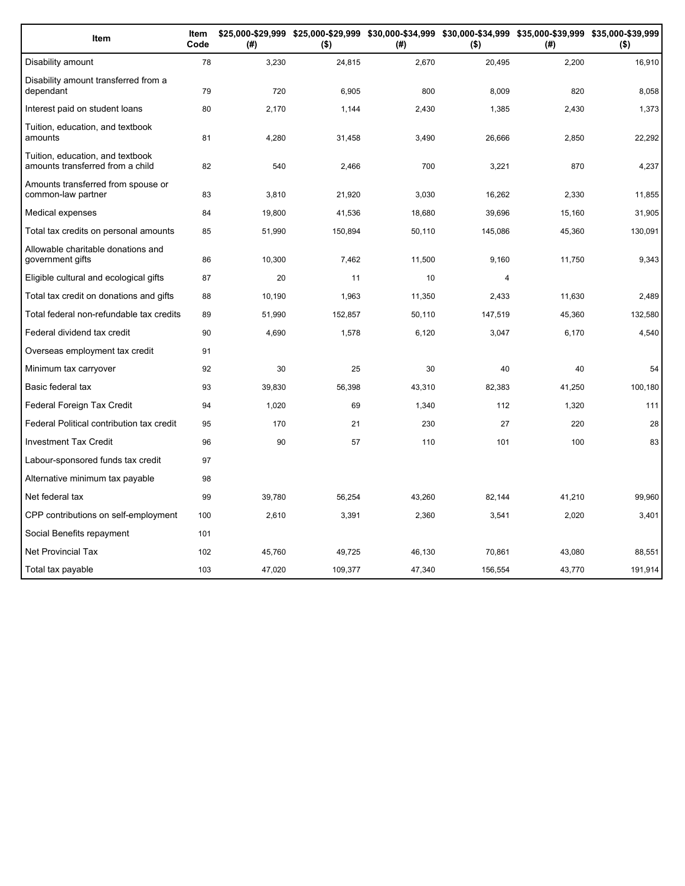| Item | Item Code | $25,000-$29,999 (#) | $25,000-$29,999 ($) | $30,000-$34,999 (#) | $30,000-$34,999 ($) | $35,000-$39,999 (#) | $35,000-$39,999 ($) |
|---|---|---|---|---|---|---|---|
| Disability amount | 78 | 3,230 | 24,815 | 2,670 | 20,495 | 2,200 | 16,910 |
| Disability amount transferred from a dependant | 79 | 720 | 6,905 | 800 | 8,009 | 820 | 8,058 |
| Interest paid on student loans | 80 | 2,170 | 1,144 | 2,430 | 1,385 | 2,430 | 1,373 |
| Tuition, education, and textbook amounts | 81 | 4,280 | 31,458 | 3,490 | 26,666 | 2,850 | 22,292 |
| Tuition, education, and textbook amounts transferred from a child | 82 | 540 | 2,466 | 700 | 3,221 | 870 | 4,237 |
| Amounts transferred from spouse or common-law partner | 83 | 3,810 | 21,920 | 3,030 | 16,262 | 2,330 | 11,855 |
| Medical expenses | 84 | 19,800 | 41,536 | 18,680 | 39,696 | 15,160 | 31,905 |
| Total tax credits on personal amounts | 85 | 51,990 | 150,894 | 50,110 | 145,086 | 45,360 | 130,091 |
| Allowable charitable donations and government gifts | 86 | 10,300 | 7,462 | 11,500 | 9,160 | 11,750 | 9,343 |
| Eligible cultural and ecological gifts | 87 | 20 | 11 | 10 | 4 | | |
| Total tax credit on donations and gifts | 88 | 10,190 | 1,963 | 11,350 | 2,433 | 11,630 | 2,489 |
| Total federal non-refundable tax credits | 89 | 51,990 | 152,857 | 50,110 | 147,519 | 45,360 | 132,580 |
| Federal dividend tax credit | 90 | 4,690 | 1,578 | 6,120 | 3,047 | 6,170 | 4,540 |
| Overseas employment tax credit | 91 | | | | | | |
| Minimum tax carryover | 92 | 30 | 25 | 30 | 40 | 40 | 54 |
| Basic federal tax | 93 | 39,830 | 56,398 | 43,310 | 82,383 | 41,250 | 100,180 |
| Federal Foreign Tax Credit | 94 | 1,020 | 69 | 1,340 | 112 | 1,320 | 111 |
| Federal Political contribution tax credit | 95 | 170 | 21 | 230 | 27 | 220 | 28 |
| Investment Tax Credit | 96 | 90 | 57 | 110 | 101 | 100 | 83 |
| Labour-sponsored funds tax credit | 97 | | | | | | |
| Alternative minimum tax payable | 98 | | | | | | |
| Net federal tax | 99 | 39,780 | 56,254 | 43,260 | 82,144 | 41,210 | 99,960 |
| CPP contributions on self-employment | 100 | 2,610 | 3,391 | 2,360 | 3,541 | 2,020 | 3,401 |
| Social Benefits repayment | 101 | | | | | | |
| Net Provincial Tax | 102 | 45,760 | 49,725 | 46,130 | 70,861 | 43,080 | 88,551 |
| Total tax payable | 103 | 47,020 | 109,377 | 47,340 | 156,554 | 43,770 | 191,914 |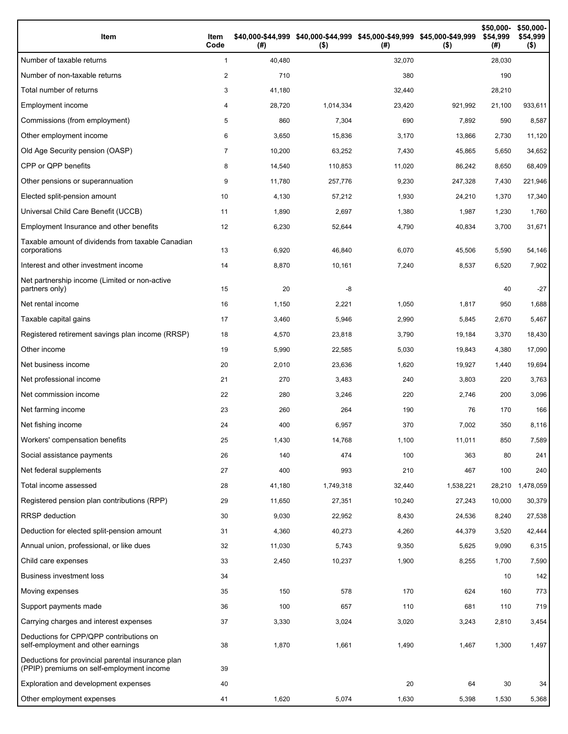| Item | Item Code | $40,000-$44,999 (#) | $40,000-$44,999 ($) | $45,000-$49,999 (#) | $45,000-$49,999 ($) | $50,000-$54,999 (#) | $50,000-$54,999 ($) |
|---|---|---|---|---|---|---|---|
| Number of taxable returns | 1 | 40,480 | | 32,070 | | 28,030 | |
| Number of non-taxable returns | 2 | 710 | | 380 | | 190 | |
| Total number of returns | 3 | 41,180 | | 32,440 | | 28,210 | |
| Employment income | 4 | 28,720 | 1,014,334 | 23,420 | 921,992 | 21,100 | 933,611 |
| Commissions (from employment) | 5 | 860 | 7,304 | 690 | 7,892 | 590 | 8,587 |
| Other employment income | 6 | 3,650 | 15,836 | 3,170 | 13,866 | 2,730 | 11,120 |
| Old Age Security pension (OASP) | 7 | 10,200 | 63,252 | 7,430 | 45,865 | 5,650 | 34,652 |
| CPP or QPP benefits | 8 | 14,540 | 110,853 | 11,020 | 86,242 | 8,650 | 68,409 |
| Other pensions or superannuation | 9 | 11,780 | 257,776 | 9,230 | 247,328 | 7,430 | 221,946 |
| Elected split-pension amount | 10 | 4,130 | 57,212 | 1,930 | 24,210 | 1,370 | 17,340 |
| Universal Child Care Benefit (UCCB) | 11 | 1,890 | 2,697 | 1,380 | 1,987 | 1,230 | 1,760 |
| Employment Insurance and other benefits | 12 | 6,230 | 52,644 | 4,790 | 40,834 | 3,700 | 31,671 |
| Taxable amount of dividends from taxable Canadian corporations | 13 | 6,920 | 46,840 | 6,070 | 45,506 | 5,590 | 54,146 |
| Interest and other investment income | 14 | 8,870 | 10,161 | 7,240 | 8,537 | 6,520 | 7,902 |
| Net partnership income (Limited or non-active partners only) | 15 | 20 | -8 | | | 40 | -27 |
| Net rental income | 16 | 1,150 | 2,221 | 1,050 | 1,817 | 950 | 1,688 |
| Taxable capital gains | 17 | 3,460 | 5,946 | 2,990 | 5,845 | 2,670 | 5,467 |
| Registered retirement savings plan income (RRSP) | 18 | 4,570 | 23,818 | 3,790 | 19,184 | 3,370 | 18,430 |
| Other income | 19 | 5,990 | 22,585 | 5,030 | 19,843 | 4,380 | 17,090 |
| Net business income | 20 | 2,010 | 23,636 | 1,620 | 19,927 | 1,440 | 19,694 |
| Net professional income | 21 | 270 | 3,483 | 240 | 3,803 | 220 | 3,763 |
| Net commission income | 22 | 280 | 3,246 | 220 | 2,746 | 200 | 3,096 |
| Net farming income | 23 | 260 | 264 | 190 | 76 | 170 | 166 |
| Net fishing income | 24 | 400 | 6,957 | 370 | 7,002 | 350 | 8,116 |
| Workers' compensation benefits | 25 | 1,430 | 14,768 | 1,100 | 11,011 | 850 | 7,589 |
| Social assistance payments | 26 | 140 | 474 | 100 | 363 | 80 | 241 |
| Net federal supplements | 27 | 400 | 993 | 210 | 467 | 100 | 240 |
| Total income assessed | 28 | 41,180 | 1,749,318 | 32,440 | 1,538,221 | 28,210 | 1,478,059 |
| Registered pension plan contributions (RPP) | 29 | 11,650 | 27,351 | 10,240 | 27,243 | 10,000 | 30,379 |
| RRSP deduction | 30 | 9,030 | 22,952 | 8,430 | 24,536 | 8,240 | 27,538 |
| Deduction for elected split-pension amount | 31 | 4,360 | 40,273 | 4,260 | 44,379 | 3,520 | 42,444 |
| Annual union, professional, or like dues | 32 | 11,030 | 5,743 | 9,350 | 5,625 | 9,090 | 6,315 |
| Child care expenses | 33 | 2,450 | 10,237 | 1,900 | 8,255 | 1,700 | 7,590 |
| Business investment loss | 34 | | | | | 10 | 142 |
| Moving expenses | 35 | 150 | 578 | 170 | 624 | 160 | 773 |
| Support payments made | 36 | 100 | 657 | 110 | 681 | 110 | 719 |
| Carrying charges and interest expenses | 37 | 3,330 | 3,024 | 3,020 | 3,243 | 2,810 | 3,454 |
| Deductions for CPP/QPP contributions on self-employment and other earnings | 38 | 1,870 | 1,661 | 1,490 | 1,467 | 1,300 | 1,497 |
| Deductions for provincial parental insurance plan (PPIP) premiums on self-employment income | 39 | | | | | | |
| Exploration and development expenses | 40 | | | 20 | 64 | 30 | 34 |
| Other employment expenses | 41 | 1,620 | 5,074 | 1,630 | 5,398 | 1,530 | 5,368 |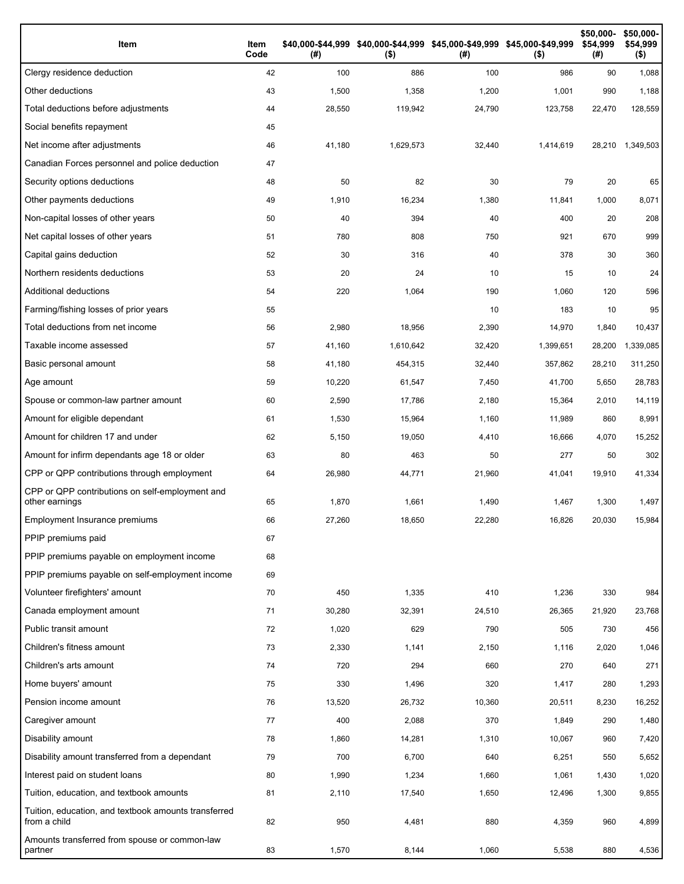| Item | Item Code | $40,000-$44,999 (#) | $40,000-$44,999 ($) | $45,000-$49,999 (#) | $45,000-$49,999 ($) | $50,000-$54,999 (#) | $50,000-$54,999 ($) |
|---|---|---|---|---|---|---|---|
| Clergy residence deduction | 42 | 100 | 886 | 100 | 986 | 90 | 1,088 |
| Other deductions | 43 | 1,500 | 1,358 | 1,200 | 1,001 | 990 | 1,188 |
| Total deductions before adjustments | 44 | 28,550 | 119,942 | 24,790 | 123,758 | 22,470 | 128,559 |
| Social benefits repayment | 45 | | | | | | |
| Net income after adjustments | 46 | 41,180 | 1,629,573 | 32,440 | 1,414,619 | 28,210 | 1,349,503 |
| Canadian Forces personnel and police deduction | 47 | | | | | | |
| Security options deductions | 48 | 50 | 82 | 30 | 79 | 20 | 65 |
| Other payments deductions | 49 | 1,910 | 16,234 | 1,380 | 11,841 | 1,000 | 8,071 |
| Non-capital losses of other years | 50 | 40 | 394 | 40 | 400 | 20 | 208 |
| Net capital losses of other years | 51 | 780 | 808 | 750 | 921 | 670 | 999 |
| Capital gains deduction | 52 | 30 | 316 | 40 | 378 | 30 | 360 |
| Northern residents deductions | 53 | 20 | 24 | 10 | 15 | 10 | 24 |
| Additional deductions | 54 | 220 | 1,064 | 190 | 1,060 | 120 | 596 |
| Farming/fishing losses of prior years | 55 | | | 10 | 183 | 10 | 95 |
| Total deductions from net income | 56 | 2,980 | 18,956 | 2,390 | 14,970 | 1,840 | 10,437 |
| Taxable income assessed | 57 | 41,160 | 1,610,642 | 32,420 | 1,399,651 | 28,200 | 1,339,085 |
| Basic personal amount | 58 | 41,180 | 454,315 | 32,440 | 357,862 | 28,210 | 311,250 |
| Age amount | 59 | 10,220 | 61,547 | 7,450 | 41,700 | 5,650 | 28,783 |
| Spouse or common-law partner amount | 60 | 2,590 | 17,786 | 2,180 | 15,364 | 2,010 | 14,119 |
| Amount for eligible dependant | 61 | 1,530 | 15,964 | 1,160 | 11,989 | 860 | 8,991 |
| Amount for children 17 and under | 62 | 5,150 | 19,050 | 4,410 | 16,666 | 4,070 | 15,252 |
| Amount for infirm dependants age 18 or older | 63 | 80 | 463 | 50 | 277 | 50 | 302 |
| CPP or QPP contributions through employment | 64 | 26,980 | 44,771 | 21,960 | 41,041 | 19,910 | 41,334 |
| CPP or QPP contributions on self-employment and other earnings | 65 | 1,870 | 1,661 | 1,490 | 1,467 | 1,300 | 1,497 |
| Employment Insurance premiums | 66 | 27,260 | 18,650 | 22,280 | 16,826 | 20,030 | 15,984 |
| PPIP premiums paid | 67 | | | | | | |
| PPIP premiums payable on employment income | 68 | | | | | | |
| PPIP premiums payable on self-employment income | 69 | | | | | | |
| Volunteer firefighters' amount | 70 | 450 | 1,335 | 410 | 1,236 | 330 | 984 |
| Canada employment amount | 71 | 30,280 | 32,391 | 24,510 | 26,365 | 21,920 | 23,768 |
| Public transit amount | 72 | 1,020 | 629 | 790 | 505 | 730 | 456 |
| Children's fitness amount | 73 | 2,330 | 1,141 | 2,150 | 1,116 | 2,020 | 1,046 |
| Children's arts amount | 74 | 720 | 294 | 660 | 270 | 640 | 271 |
| Home buyers' amount | 75 | 330 | 1,496 | 320 | 1,417 | 280 | 1,293 |
| Pension income amount | 76 | 13,520 | 26,732 | 10,360 | 20,511 | 8,230 | 16,252 |
| Caregiver amount | 77 | 400 | 2,088 | 370 | 1,849 | 290 | 1,480 |
| Disability amount | 78 | 1,860 | 14,281 | 1,310 | 10,067 | 960 | 7,420 |
| Disability amount transferred from a dependant | 79 | 700 | 6,700 | 640 | 6,251 | 550 | 5,652 |
| Interest paid on student loans | 80 | 1,990 | 1,234 | 1,660 | 1,061 | 1,430 | 1,020 |
| Tuition, education, and textbook amounts | 81 | 2,110 | 17,540 | 1,650 | 12,496 | 1,300 | 9,855 |
| Tuition, education, and textbook amounts transferred from a child | 82 | 950 | 4,481 | 880 | 4,359 | 960 | 4,899 |
| Amounts transferred from spouse or common-law partner | 83 | 1,570 | 8,144 | 1,060 | 5,538 | 880 | 4,536 |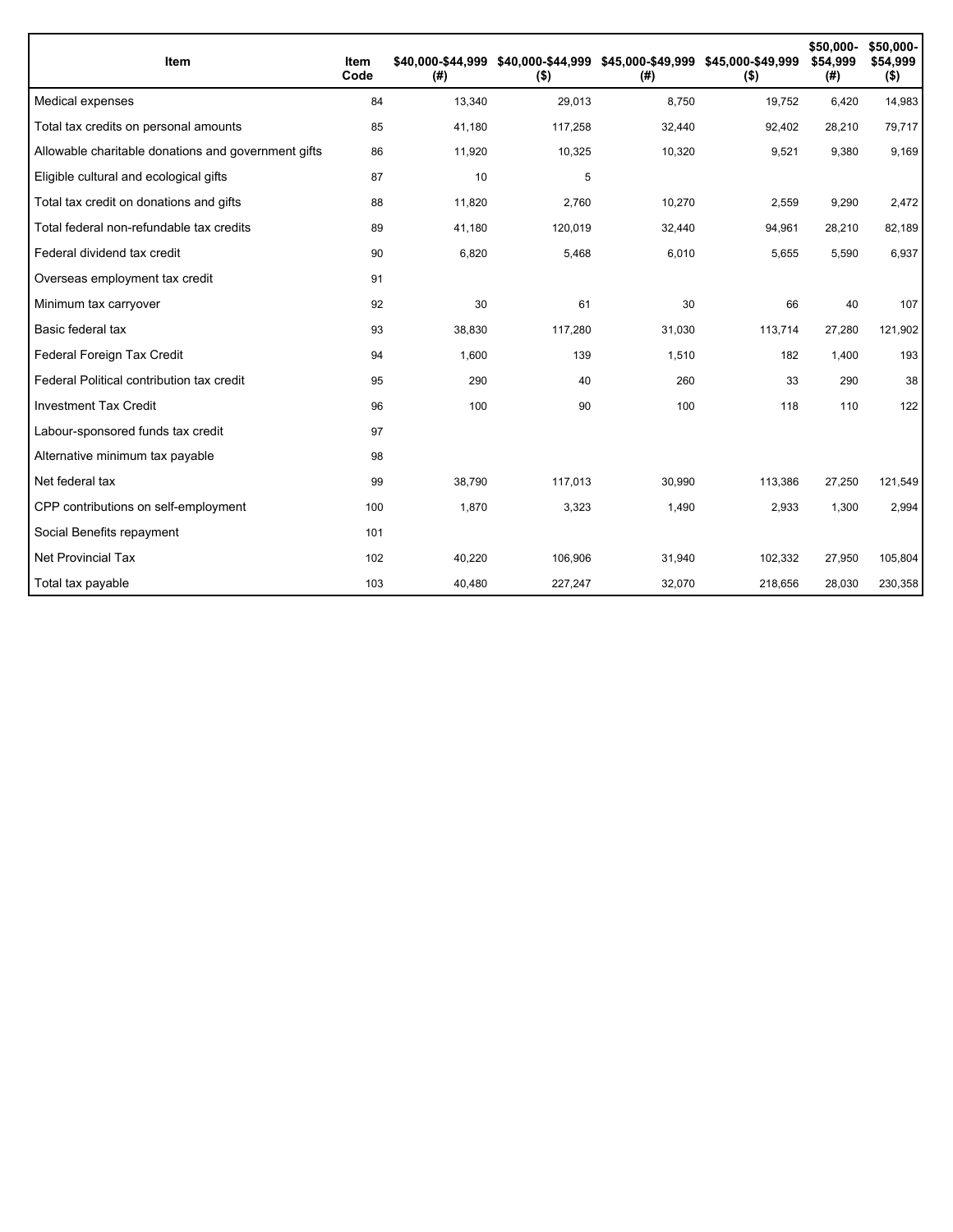| Item | Item Code | $40,000-$44,999 (#) | $40,000-$44,999 ($) | $45,000-$49,999 (#) | $45,000-$49,999 ($) | $50,000-$54,999 (#) | $50,000-$54,999 ($) |
|---|---|---|---|---|---|---|---|
| Medical expenses | 84 | 13,340 | 29,013 | 8,750 | 19,752 | 6,420 | 14,983 |
| Total tax credits on personal amounts | 85 | 41,180 | 117,258 | 32,440 | 92,402 | 28,210 | 79,717 |
| Allowable charitable donations and government gifts | 86 | 11,920 | 10,325 | 10,320 | 9,521 | 9,380 | 9,169 |
| Eligible cultural and ecological gifts | 87 | 10 | 5 | | | | |
| Total tax credit on donations and gifts | 88 | 11,820 | 2,760 | 10,270 | 2,559 | 9,290 | 2,472 |
| Total federal non-refundable tax credits | 89 | 41,180 | 120,019 | 32,440 | 94,961 | 28,210 | 82,189 |
| Federal dividend tax credit | 90 | 6,820 | 5,468 | 6,010 | 5,655 | 5,590 | 6,937 |
| Overseas employment tax credit | 91 | | | | | | |
| Minimum tax carryover | 92 | 30 | 61 | 30 | 66 | 40 | 107 |
| Basic federal tax | 93 | 38,830 | 117,280 | 31,030 | 113,714 | 27,280 | 121,902 |
| Federal Foreign Tax Credit | 94 | 1,600 | 139 | 1,510 | 182 | 1,400 | 193 |
| Federal Political contribution tax credit | 95 | 290 | 40 | 260 | 33 | 290 | 38 |
| Investment Tax Credit | 96 | 100 | 90 | 100 | 118 | 110 | 122 |
| Labour-sponsored funds tax credit | 97 | | | | | | |
| Alternative minimum tax payable | 98 | | | | | | |
| Net federal tax | 99 | 38,790 | 117,013 | 30,990 | 113,386 | 27,250 | 121,549 |
| CPP contributions on self-employment | 100 | 1,870 | 3,323 | 1,490 | 2,933 | 1,300 | 2,994 |
| Social Benefits repayment | 101 | | | | | | |
| Net Provincial Tax | 102 | 40,220 | 106,906 | 31,940 | 102,332 | 27,950 | 105,804 |
| Total tax payable | 103 | 40,480 | 227,247 | 32,070 | 218,656 | 28,030 | 230,358 |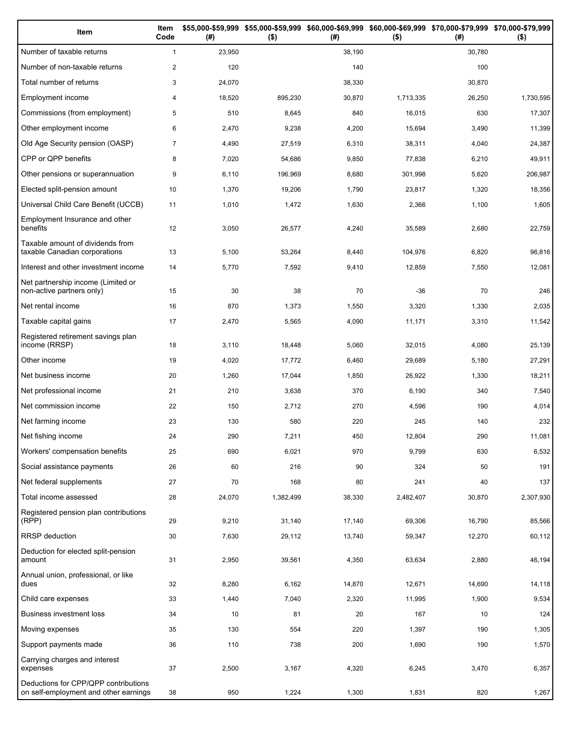| Item | Item Code | $55,000-$59,999 (#) | $55,000-$59,999 ($) | $60,000-$69,999 (#) | $60,000-$69,999 ($) | $70,000-$79,999 (#) | $70,000-$79,999 ($) |
| --- | --- | --- | --- | --- | --- | --- | --- |
| Number of taxable returns | 1 | 23,950 | | 38,190 | | 30,780 | |
| Number of non-taxable returns | 2 | 120 | | 140 | | 100 | |
| Total number of returns | 3 | 24,070 | | 38,330 | | 30,870 | |
| Employment income | 4 | 18,520 | 895,230 | 30,870 | 1,713,335 | 26,250 | 1,730,595 |
| Commissions (from employment) | 5 | 510 | 8,645 | 840 | 16,015 | 630 | 17,307 |
| Other employment income | 6 | 2,470 | 9,238 | 4,200 | 15,694 | 3,490 | 11,399 |
| Old Age Security pension (OASP) | 7 | 4,490 | 27,519 | 6,310 | 38,311 | 4,040 | 24,387 |
| CPP or QPP benefits | 8 | 7,020 | 54,686 | 9,850 | 77,838 | 6,210 | 49,911 |
| Other pensions or superannuation | 9 | 6,110 | 196,969 | 8,680 | 301,998 | 5,620 | 206,987 |
| Elected split-pension amount | 10 | 1,370 | 19,206 | 1,790 | 23,817 | 1,320 | 18,356 |
| Universal Child Care Benefit (UCCB) | 11 | 1,010 | 1,472 | 1,630 | 2,366 | 1,100 | 1,605 |
| Employment Insurance and other benefits | 12 | 3,050 | 26,577 | 4,240 | 35,589 | 2,680 | 22,759 |
| Taxable amount of dividends from taxable Canadian corporations | 13 | 5,100 | 53,264 | 8,440 | 104,976 | 6,820 | 96,816 |
| Interest and other investment income | 14 | 5,770 | 7,592 | 9,410 | 12,859 | 7,550 | 12,081 |
| Net partnership income (Limited or non-active partners only) | 15 | 30 | 38 | 70 | -36 | 70 | 246 |
| Net rental income | 16 | 870 | 1,373 | 1,550 | 3,320 | 1,330 | 2,035 |
| Taxable capital gains | 17 | 2,470 | 5,565 | 4,090 | 11,171 | 3,310 | 11,542 |
| Registered retirement savings plan income (RRSP) | 18 | 3,110 | 18,448 | 5,060 | 32,015 | 4,080 | 25,139 |
| Other income | 19 | 4,020 | 17,772 | 6,460 | 29,689 | 5,180 | 27,291 |
| Net business income | 20 | 1,260 | 17,044 | 1,850 | 26,922 | 1,330 | 18,211 |
| Net professional income | 21 | 210 | 3,638 | 370 | 6,190 | 340 | 7,540 |
| Net commission income | 22 | 150 | 2,712 | 270 | 4,596 | 190 | 4,014 |
| Net farming income | 23 | 130 | 580 | 220 | 245 | 140 | 232 |
| Net fishing income | 24 | 290 | 7,211 | 450 | 12,804 | 290 | 11,081 |
| Workers' compensation benefits | 25 | 690 | 6,021 | 970 | 9,799 | 630 | 6,532 |
| Social assistance payments | 26 | 60 | 216 | 90 | 324 | 50 | 191 |
| Net federal supplements | 27 | 70 | 168 | 80 | 241 | 40 | 137 |
| Total income assessed | 28 | 24,070 | 1,382,499 | 38,330 | 2,482,407 | 30,870 | 2,307,930 |
| Registered pension plan contributions (RPP) | 29 | 9,210 | 31,140 | 17,140 | 69,306 | 16,790 | 85,566 |
| RRSP deduction | 30 | 7,630 | 29,112 | 13,740 | 59,347 | 12,270 | 60,112 |
| Deduction for elected split-pension amount | 31 | 2,950 | 39,561 | 4,350 | 63,634 | 2,880 | 46,194 |
| Annual union, professional, or like dues | 32 | 8,280 | 6,162 | 14,870 | 12,671 | 14,690 | 14,118 |
| Child care expenses | 33 | 1,440 | 7,040 | 2,320 | 11,995 | 1,900 | 9,534 |
| Business investment loss | 34 | 10 | 81 | 20 | 167 | 10 | 124 |
| Moving expenses | 35 | 130 | 554 | 220 | 1,397 | 190 | 1,305 |
| Support payments made | 36 | 110 | 738 | 200 | 1,690 | 190 | 1,570 |
| Carrying charges and interest expenses | 37 | 2,500 | 3,167 | 4,320 | 6,245 | 3,470 | 6,357 |
| Deductions for CPP/QPP contributions on self-employment and other earnings | 38 | 950 | 1,224 | 1,300 | 1,831 | 820 | 1,267 |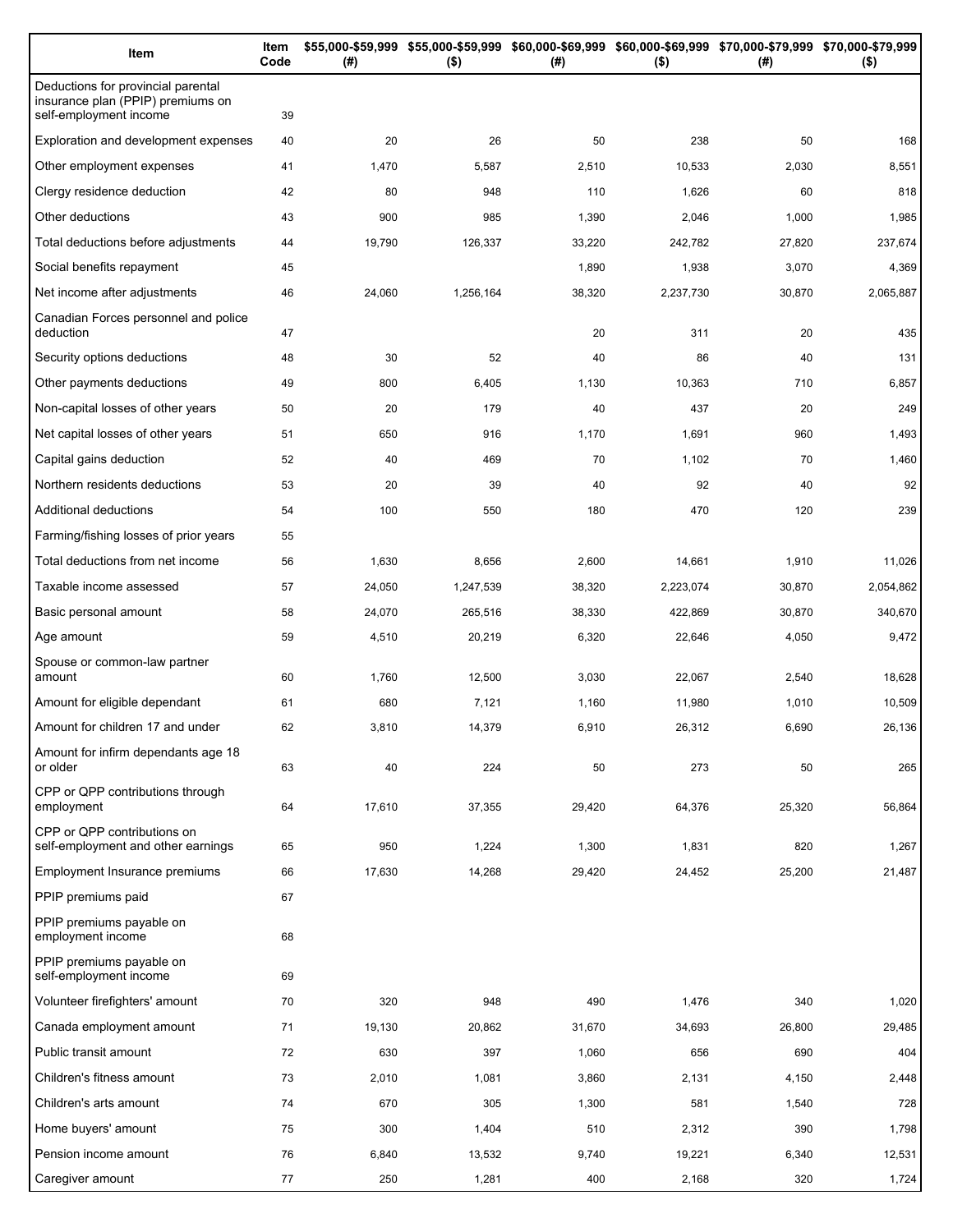| Item | Item Code | $55,000-$59,999 (#) | $55,000-$59,999 ($) | $60,000-$69,999 (#) | $60,000-$69,999 ($) | $70,000-$79,999 (#) | $70,000-$79,999 ($) |
|---|---|---|---|---|---|---|---|
| Deductions for provincial parental insurance plan (PPIP) premiums on self-employment income | 39 | | | | | | |
| Exploration and development expenses | 40 | 20 | 26 | 50 | 238 | 50 | 168 |
| Other employment expenses | 41 | 1,470 | 5,587 | 2,510 | 10,533 | 2,030 | 8,551 |
| Clergy residence deduction | 42 | 80 | 948 | 110 | 1,626 | 60 | 818 |
| Other deductions | 43 | 900 | 985 | 1,390 | 2,046 | 1,000 | 1,985 |
| Total deductions before adjustments | 44 | 19,790 | 126,337 | 33,220 | 242,782 | 27,820 | 237,674 |
| Social benefits repayment | 45 | | | 1,890 | 1,938 | 3,070 | 4,369 |
| Net income after adjustments | 46 | 24,060 | 1,256,164 | 38,320 | 2,237,730 | 30,870 | 2,065,887 |
| Canadian Forces personnel and police deduction | 47 | | | 20 | 311 | 20 | 435 |
| Security options deductions | 48 | 30 | 52 | 40 | 86 | 40 | 131 |
| Other payments deductions | 49 | 800 | 6,405 | 1,130 | 10,363 | 710 | 6,857 |
| Non-capital losses of other years | 50 | 20 | 179 | 40 | 437 | 20 | 249 |
| Net capital losses of other years | 51 | 650 | 916 | 1,170 | 1,691 | 960 | 1,493 |
| Capital gains deduction | 52 | 40 | 469 | 70 | 1,102 | 70 | 1,460 |
| Northern residents deductions | 53 | 20 | 39 | 40 | 92 | 40 | 92 |
| Additional deductions | 54 | 100 | 550 | 180 | 470 | 120 | 239 |
| Farming/fishing losses of prior years | 55 | | | | | | |
| Total deductions from net income | 56 | 1,630 | 8,656 | 2,600 | 14,661 | 1,910 | 11,026 |
| Taxable income assessed | 57 | 24,050 | 1,247,539 | 38,320 | 2,223,074 | 30,870 | 2,054,862 |
| Basic personal amount | 58 | 24,070 | 265,516 | 38,330 | 422,869 | 30,870 | 340,670 |
| Age amount | 59 | 4,510 | 20,219 | 6,320 | 22,646 | 4,050 | 9,472 |
| Spouse or common-law partner amount | 60 | 1,760 | 12,500 | 3,030 | 22,067 | 2,540 | 18,628 |
| Amount for eligible dependant | 61 | 680 | 7,121 | 1,160 | 11,980 | 1,010 | 10,509 |
| Amount for children 17 and under | 62 | 3,810 | 14,379 | 6,910 | 26,312 | 6,690 | 26,136 |
| Amount for infirm dependants age 18 or older | 63 | 40 | 224 | 50 | 273 | 50 | 265 |
| CPP or QPP contributions through employment | 64 | 17,610 | 37,355 | 29,420 | 64,376 | 25,320 | 56,864 |
| CPP or QPP contributions on self-employment and other earnings | 65 | 950 | 1,224 | 1,300 | 1,831 | 820 | 1,267 |
| Employment Insurance premiums | 66 | 17,630 | 14,268 | 29,420 | 24,452 | 25,200 | 21,487 |
| PPIP premiums paid | 67 | | | | | | |
| PPIP premiums payable on employment income | 68 | | | | | | |
| PPIP premiums payable on self-employment income | 69 | | | | | | |
| Volunteer firefighters' amount | 70 | 320 | 948 | 490 | 1,476 | 340 | 1,020 |
| Canada employment amount | 71 | 19,130 | 20,862 | 31,670 | 34,693 | 26,800 | 29,485 |
| Public transit amount | 72 | 630 | 397 | 1,060 | 656 | 690 | 404 |
| Children's fitness amount | 73 | 2,010 | 1,081 | 3,860 | 2,131 | 4,150 | 2,448 |
| Children's arts amount | 74 | 670 | 305 | 1,300 | 581 | 1,540 | 728 |
| Home buyers' amount | 75 | 300 | 1,404 | 510 | 2,312 | 390 | 1,798 |
| Pension income amount | 76 | 6,840 | 13,532 | 9,740 | 19,221 | 6,340 | 12,531 |
| Caregiver amount | 77 | 250 | 1,281 | 400 | 2,168 | 320 | 1,724 |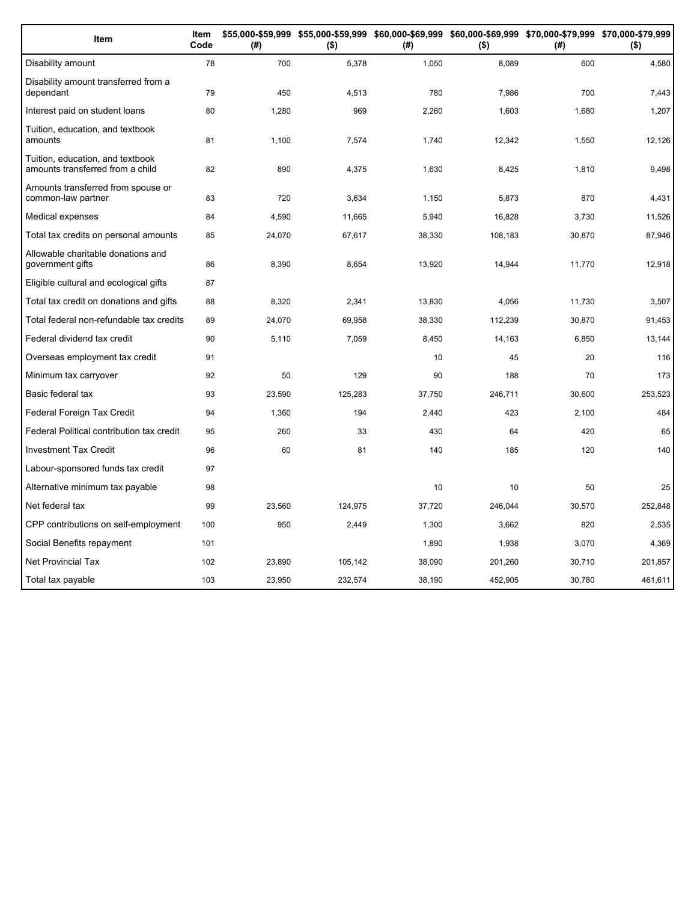| Item | Item Code | $55,000-$59,999 (#) | $55,000-$59,999 ($) | $60,000-$69,999 (#) | $60,000-$69,999 ($) | $70,000-$79,999 (#) | $70,000-$79,999 ($) |
|---|---|---|---|---|---|---|---|
| Disability amount | 78 | 700 | 5,378 | 1,050 | 8,089 | 600 | 4,580 |
| Disability amount transferred from a dependant | 79 | 450 | 4,513 | 780 | 7,986 | 700 | 7,443 |
| Interest paid on student loans | 80 | 1,280 | 969 | 2,260 | 1,603 | 1,680 | 1,207 |
| Tuition, education, and textbook amounts | 81 | 1,100 | 7,574 | 1,740 | 12,342 | 1,550 | 12,126 |
| Tuition, education, and textbook amounts transferred from a child | 82 | 890 | 4,375 | 1,630 | 8,425 | 1,810 | 9,498 |
| Amounts transferred from spouse or common-law partner | 83 | 720 | 3,634 | 1,150 | 5,873 | 870 | 4,431 |
| Medical expenses | 84 | 4,590 | 11,665 | 5,940 | 16,828 | 3,730 | 11,526 |
| Total tax credits on personal amounts | 85 | 24,070 | 67,617 | 38,330 | 108,183 | 30,870 | 87,946 |
| Allowable charitable donations and government gifts | 86 | 8,390 | 8,654 | 13,920 | 14,944 | 11,770 | 12,918 |
| Eligible cultural and ecological gifts | 87 | | | | | | |
| Total tax credit on donations and gifts | 88 | 8,320 | 2,341 | 13,830 | 4,056 | 11,730 | 3,507 |
| Total federal non-refundable tax credits | 89 | 24,070 | 69,958 | 38,330 | 112,239 | 30,870 | 91,453 |
| Federal dividend tax credit | 90 | 5,110 | 7,059 | 8,450 | 14,163 | 6,850 | 13,144 |
| Overseas employment tax credit | 91 | | | 10 | 45 | 20 | 116 |
| Minimum tax carryover | 92 | 50 | 129 | 90 | 188 | 70 | 173 |
| Basic federal tax | 93 | 23,590 | 125,283 | 37,750 | 246,711 | 30,600 | 253,523 |
| Federal Foreign Tax Credit | 94 | 1,360 | 194 | 2,440 | 423 | 2,100 | 484 |
| Federal Political contribution tax credit | 95 | 260 | 33 | 430 | 64 | 420 | 65 |
| Investment Tax Credit | 96 | 60 | 81 | 140 | 185 | 120 | 140 |
| Labour-sponsored funds tax credit | 97 | | | | | | |
| Alternative minimum tax payable | 98 | | | 10 | 10 | 50 | 25 |
| Net federal tax | 99 | 23,560 | 124,975 | 37,720 | 246,044 | 30,570 | 252,848 |
| CPP contributions on self-employment | 100 | 950 | 2,449 | 1,300 | 3,662 | 820 | 2,535 |
| Social Benefits repayment | 101 | | | 1,890 | 1,938 | 3,070 | 4,369 |
| Net Provincial Tax | 102 | 23,890 | 105,142 | 38,090 | 201,260 | 30,710 | 201,857 |
| Total tax payable | 103 | 23,950 | 232,574 | 38,190 | 452,905 | 30,780 | 461,611 |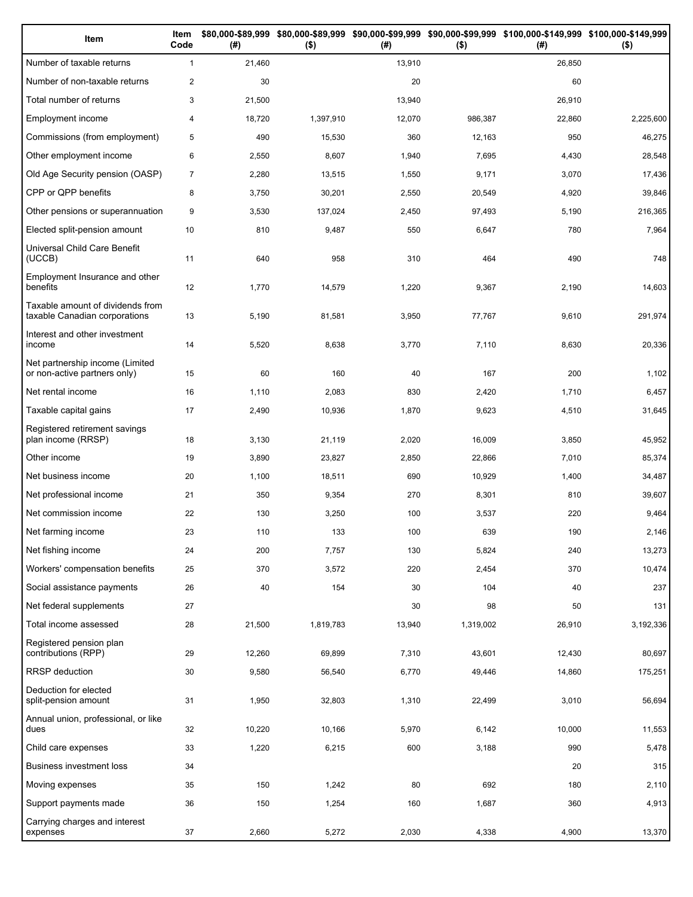| Item | Item Code | $80,000-$89,999 (#) | $80,000-$89,999 ($) | $90,000-$99,999 (#) | $90,000-$99,999 ($) | $100,000-$149,999 (#) | $100,000-$149,999 ($) |
|---|---|---|---|---|---|---|---|
| Number of taxable returns | 1 | 21,460 | | 13,910 | | 26,850 | |
| Number of non-taxable returns | 2 | 30 | | 20 | | 60 | |
| Total number of returns | 3 | 21,500 | | 13,940 | | 26,910 | |
| Employment income | 4 | 18,720 | 1,397,910 | 12,070 | 986,387 | 22,860 | 2,225,600 |
| Commissions (from employment) | 5 | 490 | 15,530 | 360 | 12,163 | 950 | 46,275 |
| Other employment income | 6 | 2,550 | 8,607 | 1,940 | 7,695 | 4,430 | 28,548 |
| Old Age Security pension (OASP) | 7 | 2,280 | 13,515 | 1,550 | 9,171 | 3,070 | 17,436 |
| CPP or QPP benefits | 8 | 3,750 | 30,201 | 2,550 | 20,549 | 4,920 | 39,846 |
| Other pensions or superannuation | 9 | 3,530 | 137,024 | 2,450 | 97,493 | 5,190 | 216,365 |
| Elected split-pension amount | 10 | 810 | 9,487 | 550 | 6,647 | 780 | 7,964 |
| Universal Child Care Benefit (UCCB) | 11 | 640 | 958 | 310 | 464 | 490 | 748 |
| Employment Insurance and other benefits | 12 | 1,770 | 14,579 | 1,220 | 9,367 | 2,190 | 14,603 |
| Taxable amount of dividends from taxable Canadian corporations | 13 | 5,190 | 81,581 | 3,950 | 77,767 | 9,610 | 291,974 |
| Interest and other investment income | 14 | 5,520 | 8,638 | 3,770 | 7,110 | 8,630 | 20,336 |
| Net partnership income (Limited or non-active partners only) | 15 | 60 | 160 | 40 | 167 | 200 | 1,102 |
| Net rental income | 16 | 1,110 | 2,083 | 830 | 2,420 | 1,710 | 6,457 |
| Taxable capital gains | 17 | 2,490 | 10,936 | 1,870 | 9,623 | 4,510 | 31,645 |
| Registered retirement savings plan income (RRSP) | 18 | 3,130 | 21,119 | 2,020 | 16,009 | 3,850 | 45,952 |
| Other income | 19 | 3,890 | 23,827 | 2,850 | 22,866 | 7,010 | 85,374 |
| Net business income | 20 | 1,100 | 18,511 | 690 | 10,929 | 1,400 | 34,487 |
| Net professional income | 21 | 350 | 9,354 | 270 | 8,301 | 810 | 39,607 |
| Net commission income | 22 | 130 | 3,250 | 100 | 3,537 | 220 | 9,464 |
| Net farming income | 23 | 110 | 133 | 100 | 639 | 190 | 2,146 |
| Net fishing income | 24 | 200 | 7,757 | 130 | 5,824 | 240 | 13,273 |
| Workers' compensation benefits | 25 | 370 | 3,572 | 220 | 2,454 | 370 | 10,474 |
| Social assistance payments | 26 | 40 | 154 | 30 | 104 | 40 | 237 |
| Net federal supplements | 27 | | | 30 | 98 | 50 | 131 |
| Total income assessed | 28 | 21,500 | 1,819,783 | 13,940 | 1,319,002 | 26,910 | 3,192,336 |
| Registered pension plan contributions (RPP) | 29 | 12,260 | 69,899 | 7,310 | 43,601 | 12,430 | 80,697 |
| RRSP deduction | 30 | 9,580 | 56,540 | 6,770 | 49,446 | 14,860 | 175,251 |
| Deduction for elected split-pension amount | 31 | 1,950 | 32,803 | 1,310 | 22,499 | 3,010 | 56,694 |
| Annual union, professional, or like dues | 32 | 10,220 | 10,166 | 5,970 | 6,142 | 10,000 | 11,553 |
| Child care expenses | 33 | 1,220 | 6,215 | 600 | 3,188 | 990 | 5,478 |
| Business investment loss | 34 | | | | | 20 | 315 |
| Moving expenses | 35 | 150 | 1,242 | 80 | 692 | 180 | 2,110 |
| Support payments made | 36 | 150 | 1,254 | 160 | 1,687 | 360 | 4,913 |
| Carrying charges and interest expenses | 37 | 2,660 | 5,272 | 2,030 | 4,338 | 4,900 | 13,370 |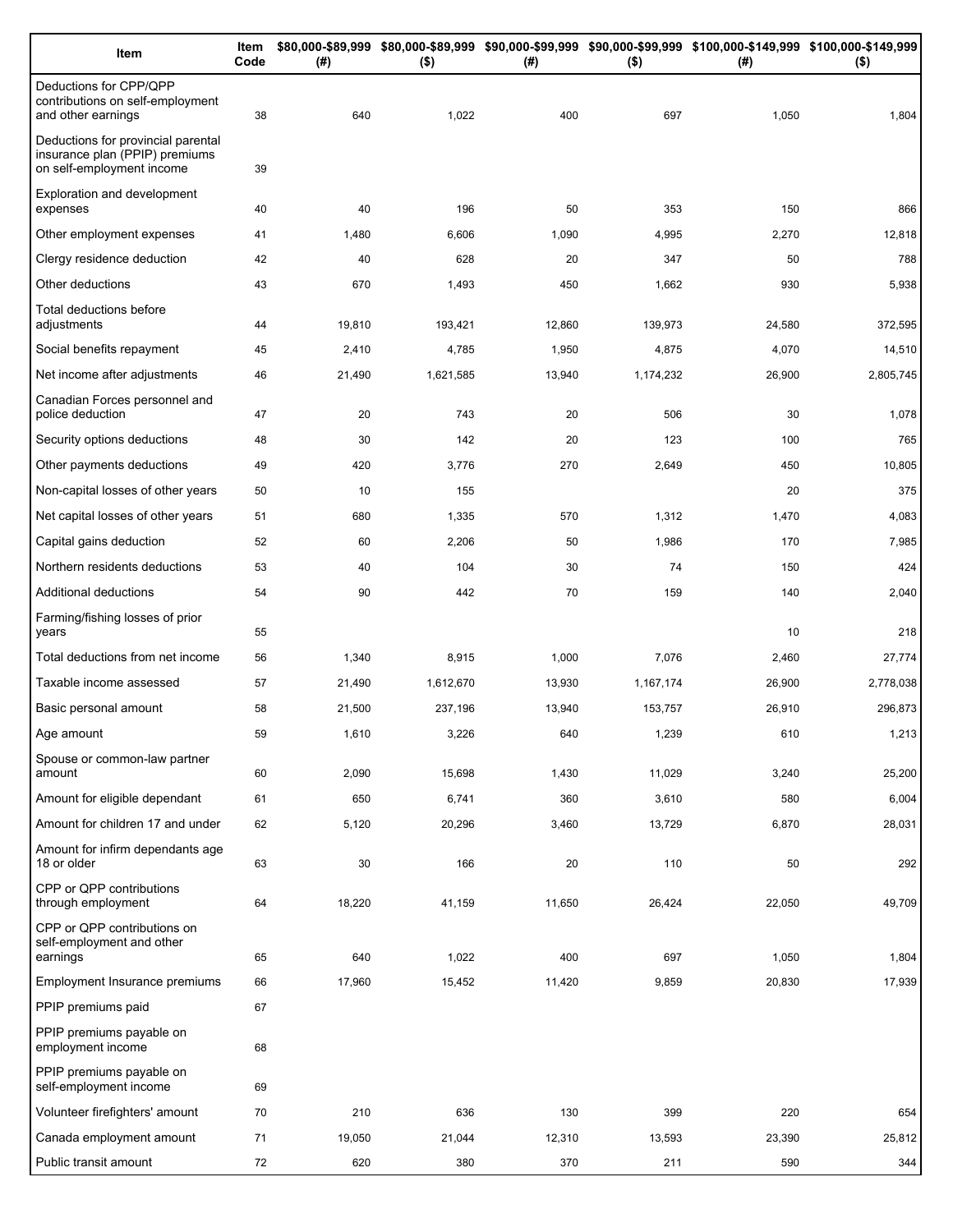| Item | Item Code | $80,000-$89,999 (#) | $80,000-$89,999 ($) | $90,000-$99,999 (#) | $90,000-$99,999 ($) | $100,000-$149,999 (#) | $100,000-$149,999 ($) |
|---|---|---|---|---|---|---|---|
| Deductions for CPP/QPP contributions on self-employment and other earnings | 38 | 640 | 1,022 | 400 | 697 | 1,050 | 1,804 |
| Deductions for provincial parental insurance plan (PPIP) premiums on self-employment income | 39 | | | | | | |
| Exploration and development expenses | 40 | 40 | 196 | 50 | 353 | 150 | 866 |
| Other employment expenses | 41 | 1,480 | 6,606 | 1,090 | 4,995 | 2,270 | 12,818 |
| Clergy residence deduction | 42 | 40 | 628 | 20 | 347 | 50 | 788 |
| Other deductions | 43 | 670 | 1,493 | 450 | 1,662 | 930 | 5,938 |
| Total deductions before adjustments | 44 | 19,810 | 193,421 | 12,860 | 139,973 | 24,580 | 372,595 |
| Social benefits repayment | 45 | 2,410 | 4,785 | 1,950 | 4,875 | 4,070 | 14,510 |
| Net income after adjustments | 46 | 21,490 | 1,621,585 | 13,940 | 1,174,232 | 26,900 | 2,805,745 |
| Canadian Forces personnel and police deduction | 47 | 20 | 743 | 20 | 506 | 30 | 1,078 |
| Security options deductions | 48 | 30 | 142 | 20 | 123 | 100 | 765 |
| Other payments deductions | 49 | 420 | 3,776 | 270 | 2,649 | 450 | 10,805 |
| Non-capital losses of other years | 50 | 10 | 155 | | | 20 | 375 |
| Net capital losses of other years | 51 | 680 | 1,335 | 570 | 1,312 | 1,470 | 4,083 |
| Capital gains deduction | 52 | 60 | 2,206 | 50 | 1,986 | 170 | 7,985 |
| Northern residents deductions | 53 | 40 | 104 | 30 | 74 | 150 | 424 |
| Additional deductions | 54 | 90 | 442 | 70 | 159 | 140 | 2,040 |
| Farming/fishing losses of prior years | 55 | | | | | 10 | 218 |
| Total deductions from net income | 56 | 1,340 | 8,915 | 1,000 | 7,076 | 2,460 | 27,774 |
| Taxable income assessed | 57 | 21,490 | 1,612,670 | 13,930 | 1,167,174 | 26,900 | 2,778,038 |
| Basic personal amount | 58 | 21,500 | 237,196 | 13,940 | 153,757 | 26,910 | 296,873 |
| Age amount | 59 | 1,610 | 3,226 | 640 | 1,239 | 610 | 1,213 |
| Spouse or common-law partner amount | 60 | 2,090 | 15,698 | 1,430 | 11,029 | 3,240 | 25,200 |
| Amount for eligible dependant | 61 | 650 | 6,741 | 360 | 3,610 | 580 | 6,004 |
| Amount for children 17 and under | 62 | 5,120 | 20,296 | 3,460 | 13,729 | 6,870 | 28,031 |
| Amount for infirm dependants age 18 or older | 63 | 30 | 166 | 20 | 110 | 50 | 292 |
| CPP or QPP contributions through employment | 64 | 18,220 | 41,159 | 11,650 | 26,424 | 22,050 | 49,709 |
| CPP or QPP contributions on self-employment and other earnings | 65 | 640 | 1,022 | 400 | 697 | 1,050 | 1,804 |
| Employment Insurance premiums | 66 | 17,960 | 15,452 | 11,420 | 9,859 | 20,830 | 17,939 |
| PPIP premiums paid | 67 | | | | | | |
| PPIP premiums payable on employment income | 68 | | | | | | |
| PPIP premiums payable on self-employment income | 69 | | | | | | |
| Volunteer firefighters' amount | 70 | 210 | 636 | 130 | 399 | 220 | 654 |
| Canada employment amount | 71 | 19,050 | 21,044 | 12,310 | 13,593 | 23,390 | 25,812 |
| Public transit amount | 72 | 620 | 380 | 370 | 211 | 590 | 344 |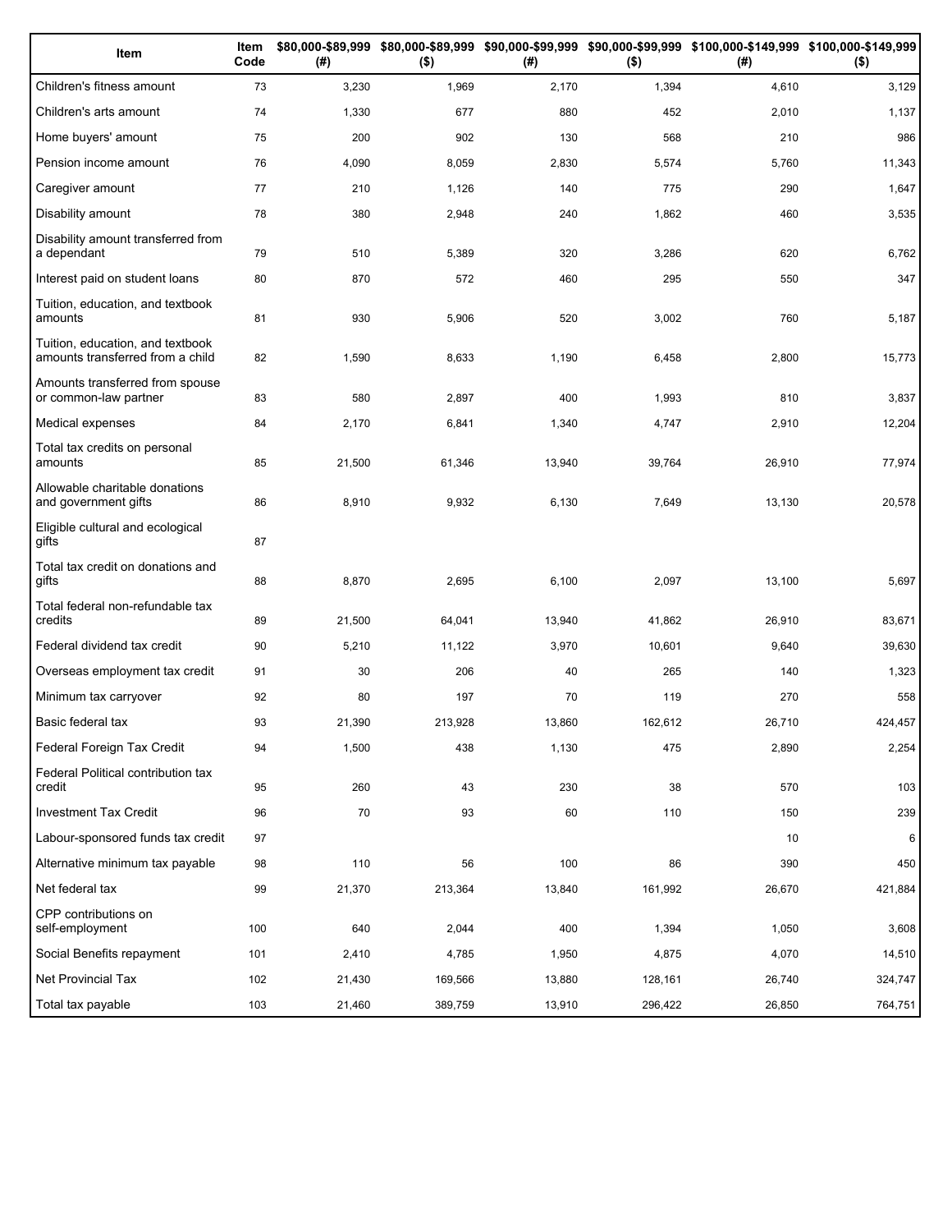| Item | Item Code | $80,000-$89,999 (#) | $80,000-$89,999 ($) | $90,000-$99,999 (#) | $90,000-$99,999 ($) | $100,000-$149,999 (#) | $100,000-$149,999 ($) |
|---|---|---|---|---|---|---|---|
| Children's fitness amount | 73 | 3,230 | 1,969 | 2,170 | 1,394 | 4,610 | 3,129 |
| Children's arts amount | 74 | 1,330 | 677 | 880 | 452 | 2,010 | 1,137 |
| Home buyers' amount | 75 | 200 | 902 | 130 | 568 | 210 | 986 |
| Pension income amount | 76 | 4,090 | 8,059 | 2,830 | 5,574 | 5,760 | 11,343 |
| Caregiver amount | 77 | 210 | 1,126 | 140 | 775 | 290 | 1,647 |
| Disability amount | 78 | 380 | 2,948 | 240 | 1,862 | 460 | 3,535 |
| Disability amount transferred from a dependant | 79 | 510 | 5,389 | 320 | 3,286 | 620 | 6,762 |
| Interest paid on student loans | 80 | 870 | 572 | 460 | 295 | 550 | 347 |
| Tuition, education, and textbook amounts | 81 | 930 | 5,906 | 520 | 3,002 | 760 | 5,187 |
| Tuition, education, and textbook amounts transferred from a child | 82 | 1,590 | 8,633 | 1,190 | 6,458 | 2,800 | 15,773 |
| Amounts transferred from spouse or common-law partner | 83 | 580 | 2,897 | 400 | 1,993 | 810 | 3,837 |
| Medical expenses | 84 | 2,170 | 6,841 | 1,340 | 4,747 | 2,910 | 12,204 |
| Total tax credits on personal amounts | 85 | 21,500 | 61,346 | 13,940 | 39,764 | 26,910 | 77,974 |
| Allowable charitable donations and government gifts | 86 | 8,910 | 9,932 | 6,130 | 7,649 | 13,130 | 20,578 |
| Eligible cultural and ecological gifts | 87 | | | | | | |
| Total tax credit on donations and gifts | 88 | 8,870 | 2,695 | 6,100 | 2,097 | 13,100 | 5,697 |
| Total federal non-refundable tax credits | 89 | 21,500 | 64,041 | 13,940 | 41,862 | 26,910 | 83,671 |
| Federal dividend tax credit | 90 | 5,210 | 11,122 | 3,970 | 10,601 | 9,640 | 39,630 |
| Overseas employment tax credit | 91 | 30 | 206 | 40 | 265 | 140 | 1,323 |
| Minimum tax carryover | 92 | 80 | 197 | 70 | 119 | 270 | 558 |
| Basic federal tax | 93 | 21,390 | 213,928 | 13,860 | 162,612 | 26,710 | 424,457 |
| Federal Foreign Tax Credit | 94 | 1,500 | 438 | 1,130 | 475 | 2,890 | 2,254 |
| Federal Political contribution tax credit | 95 | 260 | 43 | 230 | 38 | 570 | 103 |
| Investment Tax Credit | 96 | 70 | 93 | 60 | 110 | 150 | 239 |
| Labour-sponsored funds tax credit | 97 | | | | | 10 | 6 |
| Alternative minimum tax payable | 98 | 110 | 56 | 100 | 86 | 390 | 450 |
| Net federal tax | 99 | 21,370 | 213,364 | 13,840 | 161,992 | 26,670 | 421,884 |
| CPP contributions on self-employment | 100 | 640 | 2,044 | 400 | 1,394 | 1,050 | 3,608 |
| Social Benefits repayment | 101 | 2,410 | 4,785 | 1,950 | 4,875 | 4,070 | 14,510 |
| Net Provincial Tax | 102 | 21,430 | 169,566 | 13,880 | 128,161 | 26,740 | 324,747 |
| Total tax payable | 103 | 21,460 | 389,759 | 13,910 | 296,422 | 26,850 | 764,751 |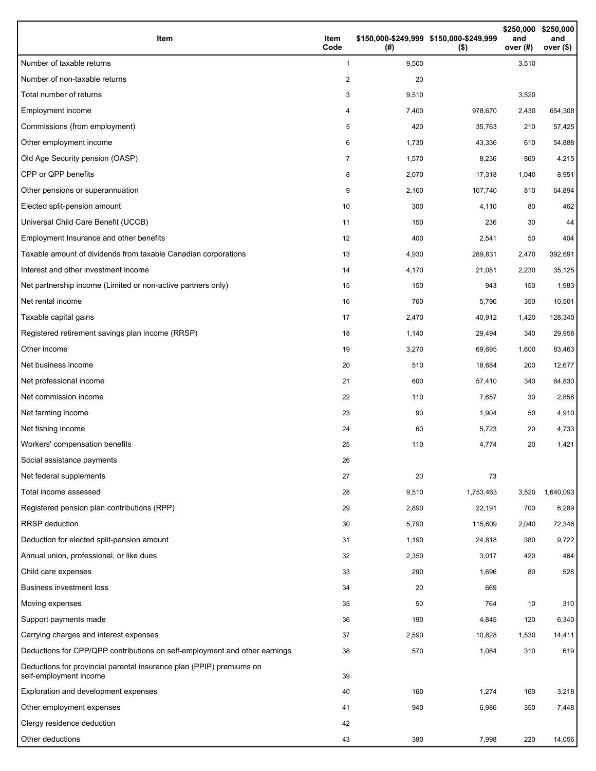| Item | Item Code | $150,000-$249,999 (#) | $150,000-$249,999 ($) | $250,000 and over (#) | $250,000 and over ($) |
|---|---|---|---|---|---|
| Number of taxable returns | 1 | 9,500 | | 3,510 | |
| Number of non-taxable returns | 2 | 20 | | | |
| Total number of returns | 3 | 9,510 | | 3,520 | |
| Employment income | 4 | 7,400 | 978,670 | 2,430 | 654,308 |
| Commissions (from employment) | 5 | 420 | 35,763 | 210 | 57,425 |
| Other employment income | 6 | 1,730 | 43,336 | 610 | 54,888 |
| Old Age Security pension (OASP) | 7 | 1,570 | 8,236 | 860 | 4,215 |
| CPP or QPP benefits | 8 | 2,070 | 17,318 | 1,040 | 8,951 |
| Other pensions or superannuation | 9 | 2,160 | 107,740 | 810 | 64,894 |
| Elected split-pension amount | 10 | 300 | 4,110 | 80 | 462 |
| Universal Child Care Benefit (UCCB) | 11 | 150 | 236 | 30 | 44 |
| Employment Insurance and other benefits | 12 | 400 | 2,541 | 50 | 404 |
| Taxable amount of dividends from taxable Canadian corporations | 13 | 4,930 | 289,831 | 2,470 | 392,691 |
| Interest and other investment income | 14 | 4,170 | 21,081 | 2,230 | 35,125 |
| Net partnership income (Limited or non-active partners only) | 15 | 150 | 943 | 150 | 1,983 |
| Net rental income | 16 | 760 | 5,790 | 350 | 10,501 |
| Taxable capital gains | 17 | 2,470 | 40,912 | 1,420 | 128,340 |
| Registered retirement savings plan income (RRSP) | 18 | 1,140 | 29,494 | 340 | 29,958 |
| Other income | 19 | 3,270 | 69,695 | 1,600 | 83,463 |
| Net business income | 20 | 510 | 18,684 | 200 | 12,677 |
| Net professional income | 21 | 600 | 57,410 | 340 | 84,830 |
| Net commission income | 22 | 110 | 7,657 | 30 | 2,856 |
| Net farming income | 23 | 90 | 1,904 | 50 | 4,910 |
| Net fishing income | 24 | 60 | 5,723 | 20 | 4,733 |
| Workers' compensation benefits | 25 | 110 | 4,774 | 20 | 1,421 |
| Social assistance payments | 26 | | | | |
| Net federal supplements | 27 | 20 | 73 | | |
| Total income assessed | 28 | 9,510 | 1,753,463 | 3,520 | 1,640,093 |
| Registered pension plan contributions (RPP) | 29 | 2,890 | 22,191 | 700 | 6,289 |
| RRSP deduction | 30 | 5,790 | 115,609 | 2,040 | 72,346 |
| Deduction for elected split-pension amount | 31 | 1,190 | 24,818 | 380 | 9,722 |
| Annual union, professional, or like dues | 32 | 2,350 | 3,017 | 420 | 464 |
| Child care expenses | 33 | 290 | 1,696 | 80 | 528 |
| Business investment loss | 34 | 20 | 669 | | |
| Moving expenses | 35 | 50 | 764 | 10 | 310 |
| Support payments made | 36 | 190 | 4,845 | 120 | 6,340 |
| Carrying charges and interest expenses | 37 | 2,590 | 10,828 | 1,530 | 14,411 |
| Deductions for CPP/QPP contributions on self-employment and other earnings | 38 | 570 | 1,084 | 310 | 619 |
| Deductions for provincial parental insurance plan (PPIP) premiums on self-employment income | 39 | | | | |
| Exploration and development expenses | 40 | 160 | 1,274 | 160 | 3,218 |
| Other employment expenses | 41 | 940 | 6,986 | 350 | 7,448 |
| Clergy residence deduction | 42 | | | | |
| Other deductions | 43 | 380 | 7,998 | 220 | 14,056 |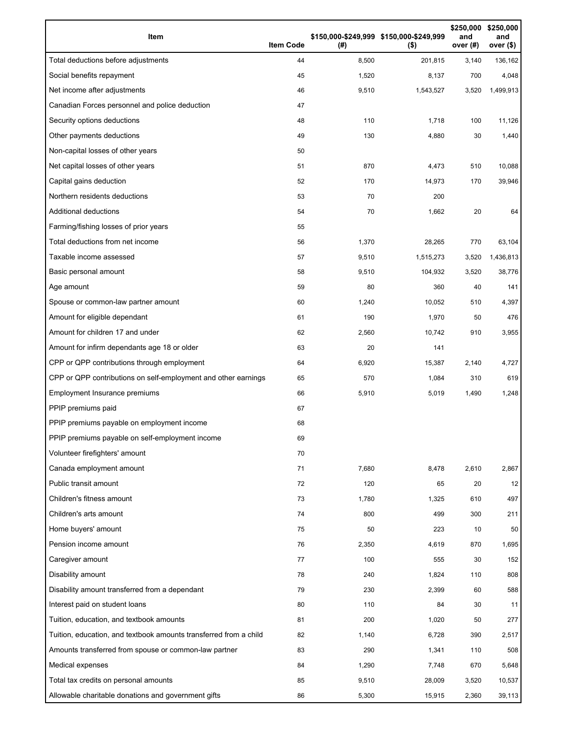| Item | Item Code | $150,000-$249,999 (#) | $150,000-$249,999 ($) | $250,000 and over (#) | $250,000 and over ($) |
|---|---|---|---|---|---|
| Total deductions before adjustments | 44 | 8,500 | 201,815 | 3,140 | 136,162 |
| Social benefits repayment | 45 | 1,520 | 8,137 | 700 | 4,048 |
| Net income after adjustments | 46 | 9,510 | 1,543,527 | 3,520 | 1,499,913 |
| Canadian Forces personnel and police deduction | 47 | | | | |
| Security options deductions | 48 | 110 | 1,718 | 100 | 11,126 |
| Other payments deductions | 49 | 130 | 4,880 | 30 | 1,440 |
| Non-capital losses of other years | 50 | | | | |
| Net capital losses of other years | 51 | 870 | 4,473 | 510 | 10,088 |
| Capital gains deduction | 52 | 170 | 14,973 | 170 | 39,946 |
| Northern residents deductions | 53 | 70 | 200 | | |
| Additional deductions | 54 | 70 | 1,662 | 20 | 64 |
| Farming/fishing losses of prior years | 55 | | | | |
| Total deductions from net income | 56 | 1,370 | 28,265 | 770 | 63,104 |
| Taxable income assessed | 57 | 9,510 | 1,515,273 | 3,520 | 1,436,813 |
| Basic personal amount | 58 | 9,510 | 104,932 | 3,520 | 38,776 |
| Age amount | 59 | 80 | 360 | 40 | 141 |
| Spouse or common-law partner amount | 60 | 1,240 | 10,052 | 510 | 4,397 |
| Amount for eligible dependant | 61 | 190 | 1,970 | 50 | 476 |
| Amount for children 17 and under | 62 | 2,560 | 10,742 | 910 | 3,955 |
| Amount for infirm dependants age 18 or older | 63 | 20 | 141 | | |
| CPP or QPP contributions through employment | 64 | 6,920 | 15,387 | 2,140 | 4,727 |
| CPP or QPP contributions on self-employment and other earnings | 65 | 570 | 1,084 | 310 | 619 |
| Employment Insurance premiums | 66 | 5,910 | 5,019 | 1,490 | 1,248 |
| PPIP premiums paid | 67 | | | | |
| PPIP premiums payable on employment income | 68 | | | | |
| PPIP premiums payable on self-employment income | 69 | | | | |
| Volunteer firefighters' amount | 70 | | | | |
| Canada employment amount | 71 | 7,680 | 8,478 | 2,610 | 2,867 |
| Public transit amount | 72 | 120 | 65 | 20 | 12 |
| Children's fitness amount | 73 | 1,780 | 1,325 | 610 | 497 |
| Children's arts amount | 74 | 800 | 499 | 300 | 211 |
| Home buyers' amount | 75 | 50 | 223 | 10 | 50 |
| Pension income amount | 76 | 2,350 | 4,619 | 870 | 1,695 |
| Caregiver amount | 77 | 100 | 555 | 30 | 152 |
| Disability amount | 78 | 240 | 1,824 | 110 | 808 |
| Disability amount transferred from a dependant | 79 | 230 | 2,399 | 60 | 588 |
| Interest paid on student loans | 80 | 110 | 84 | 30 | 11 |
| Tuition, education, and textbook amounts | 81 | 200 | 1,020 | 50 | 277 |
| Tuition, education, and textbook amounts transferred from a child | 82 | 1,140 | 6,728 | 390 | 2,517 |
| Amounts transferred from spouse or common-law partner | 83 | 290 | 1,341 | 110 | 508 |
| Medical expenses | 84 | 1,290 | 7,748 | 670 | 5,648 |
| Total tax credits on personal amounts | 85 | 9,510 | 28,009 | 3,520 | 10,537 |
| Allowable charitable donations and government gifts | 86 | 5,300 | 15,915 | 2,360 | 39,113 |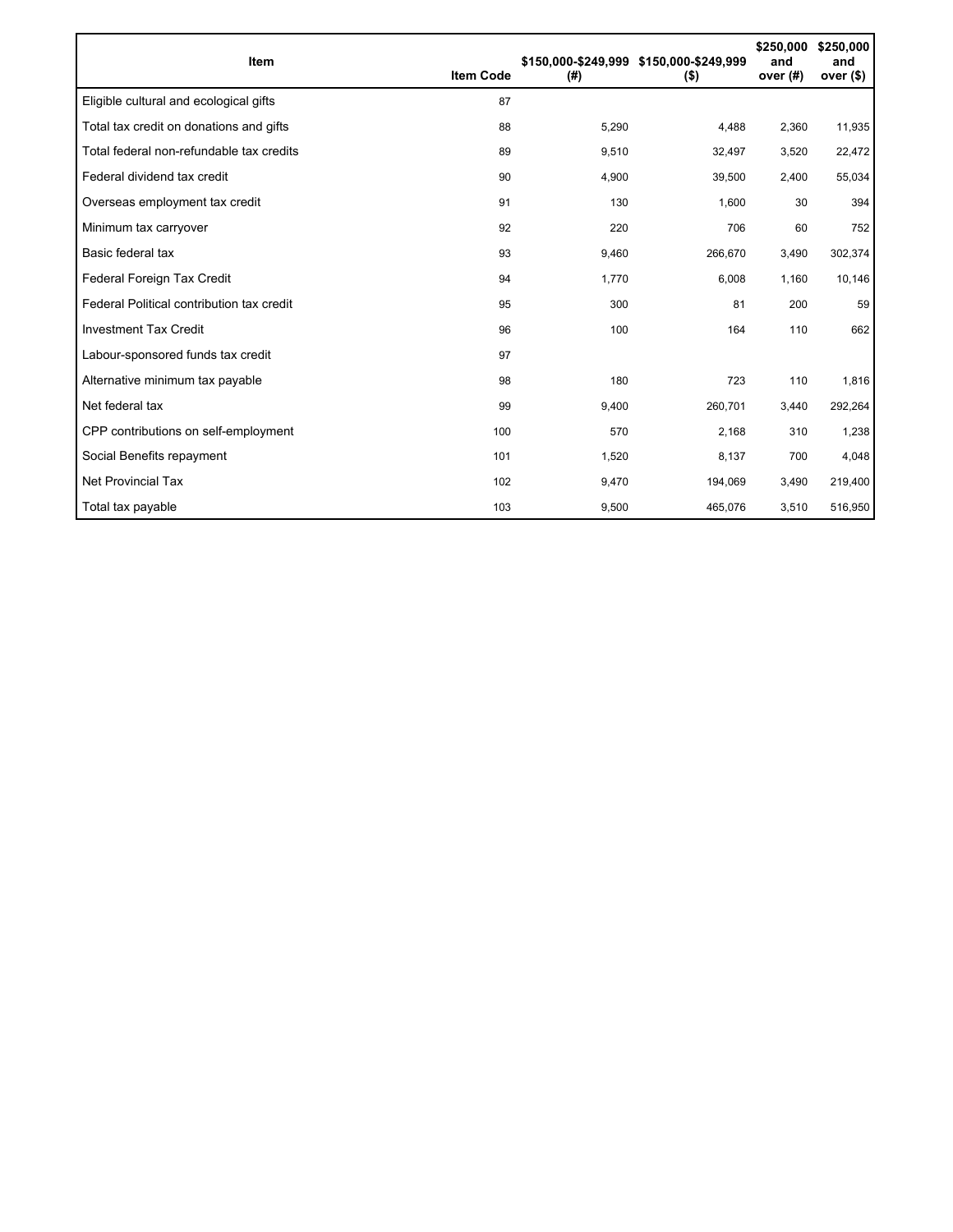| Item | Item Code | $150,000-$249,999 (#) | $150,000-$249,999 ($) | $250,000 and over (#) | $250,000 and over ($) |
| --- | --- | --- | --- | --- | --- |
| Eligible cultural and ecological gifts | 87 | | | | |
| Total tax credit on donations and gifts | 88 | 5,290 | 4,488 | 2,360 | 11,935 |
| Total federal non-refundable tax credits | 89 | 9,510 | 32,497 | 3,520 | 22,472 |
| Federal dividend tax credit | 90 | 4,900 | 39,500 | 2,400 | 55,034 |
| Overseas employment tax credit | 91 | 130 | 1,600 | 30 | 394 |
| Minimum tax carryover | 92 | 220 | 706 | 60 | 752 |
| Basic federal tax | 93 | 9,460 | 266,670 | 3,490 | 302,374 |
| Federal Foreign Tax Credit | 94 | 1,770 | 6,008 | 1,160 | 10,146 |
| Federal Political contribution tax credit | 95 | 300 | 81 | 200 | 59 |
| Investment Tax Credit | 96 | 100 | 164 | 110 | 662 |
| Labour-sponsored funds tax credit | 97 | | | | |
| Alternative minimum tax payable | 98 | 180 | 723 | 110 | 1,816 |
| Net federal tax | 99 | 9,400 | 260,701 | 3,440 | 292,264 |
| CPP contributions on self-employment | 100 | 570 | 2,168 | 310 | 1,238 |
| Social Benefits repayment | 101 | 1,520 | 8,137 | 700 | 4,048 |
| Net Provincial Tax | 102 | 9,470 | 194,069 | 3,490 | 219,400 |
| Total tax payable | 103 | 9,500 | 465,076 | 3,510 | 516,950 |